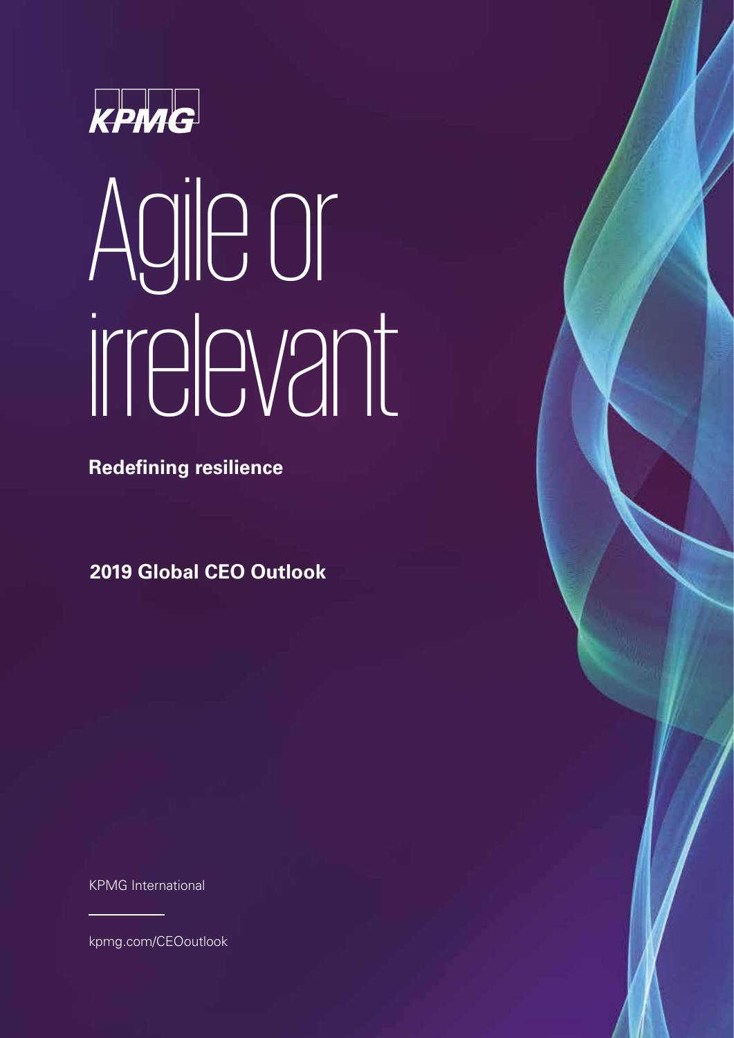KPMG

# Agile or irrelevant

**Redefining resilience**

**2019 Global CEO Outlook**

KPMG International

kpmg.com/CEOoutlook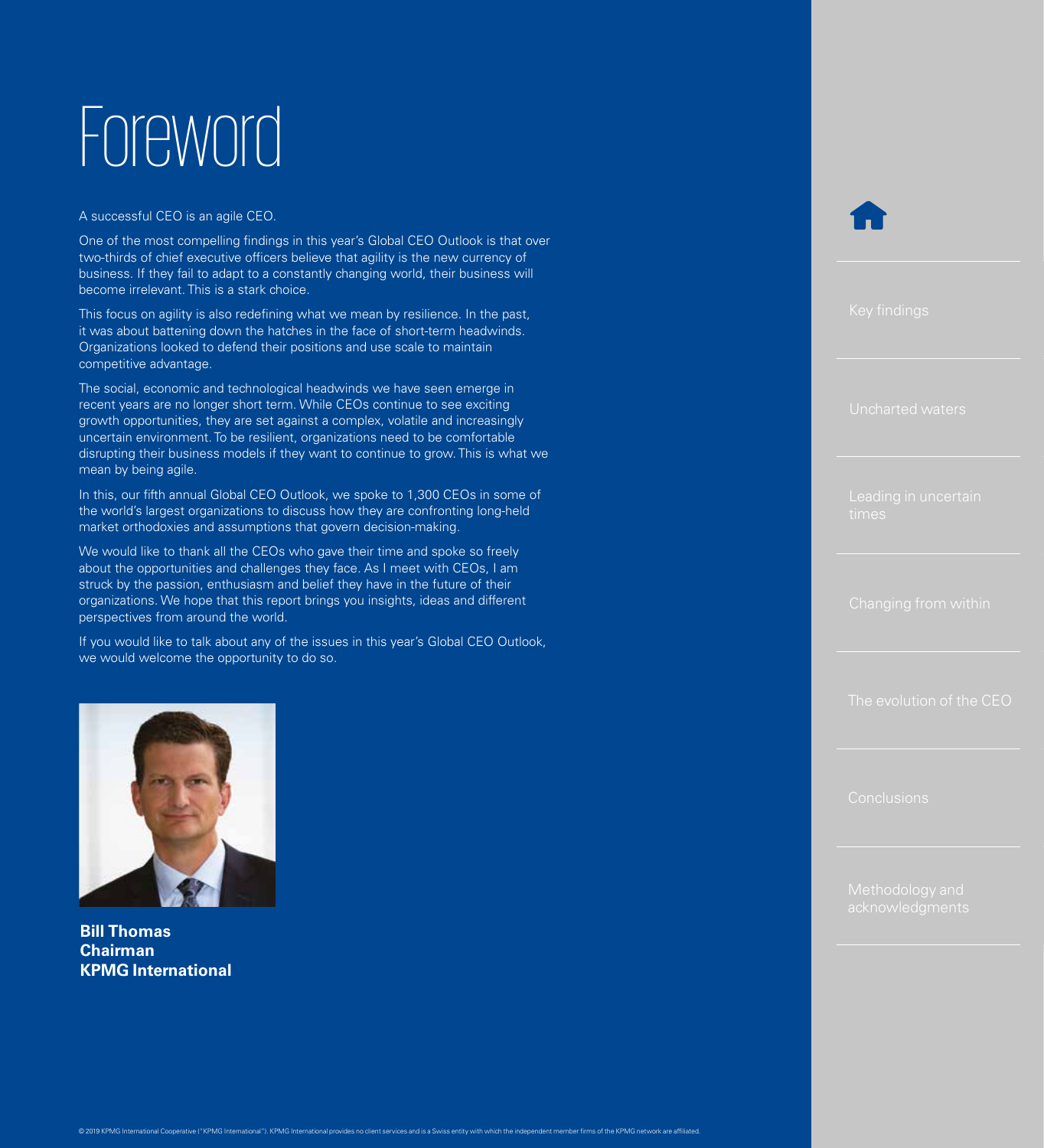# Foreword

A successful CEO is an agile CEO.

One of the most compelling findings in this year's Global CEO Outlook is that over two-thirds of chief executive officers believe that agility is the new currency of business. If they fail to adapt to a constantly changing world, their business will become irrelevant. This is a stark choice.

This focus on agility is also redefining what we mean by resilience. In the past, it was about battening down the hatches in the face of short-term headwinds. Organizations looked to defend their positions and use scale to maintain competitive advantage.

The social, economic and technological headwinds we have seen emerge in recent years are no longer short term. While CEOs continue to see exciting growth opportunities, they are set against a complex, volatile and increasingly uncertain environment. To be resilient, organizations need to be comfortable disrupting their business models if they want to continue to grow. This is what we mean by being agile.

In this, our fifth annual Global CEO Outlook, we spoke to 1,300 CEOs in some of the world's largest organizations to discuss how they are confronting long-held market orthodoxies and assumptions that govern decision-making.

We would like to thank all the CEOs who gave their time and spoke so freely about the opportunities and challenges they face. As I meet with CEOs, I am struck by the passion, enthusiasm and belief they have in the future of their organizations. We hope that this report brings you insights, ideas and different perspectives from around the world.

If you would like to talk about any of the issues in this year's Global CEO Outlook, we would welcome the opportunity to do so.

**Bill Thomas**
**Chairman**
**KPMG International**

- Key findings
- Uncharted waters
- Leading in uncertain times
- Changing from within
- The evolution of the CEO
- Conclusions
- Methodology and acknowledgments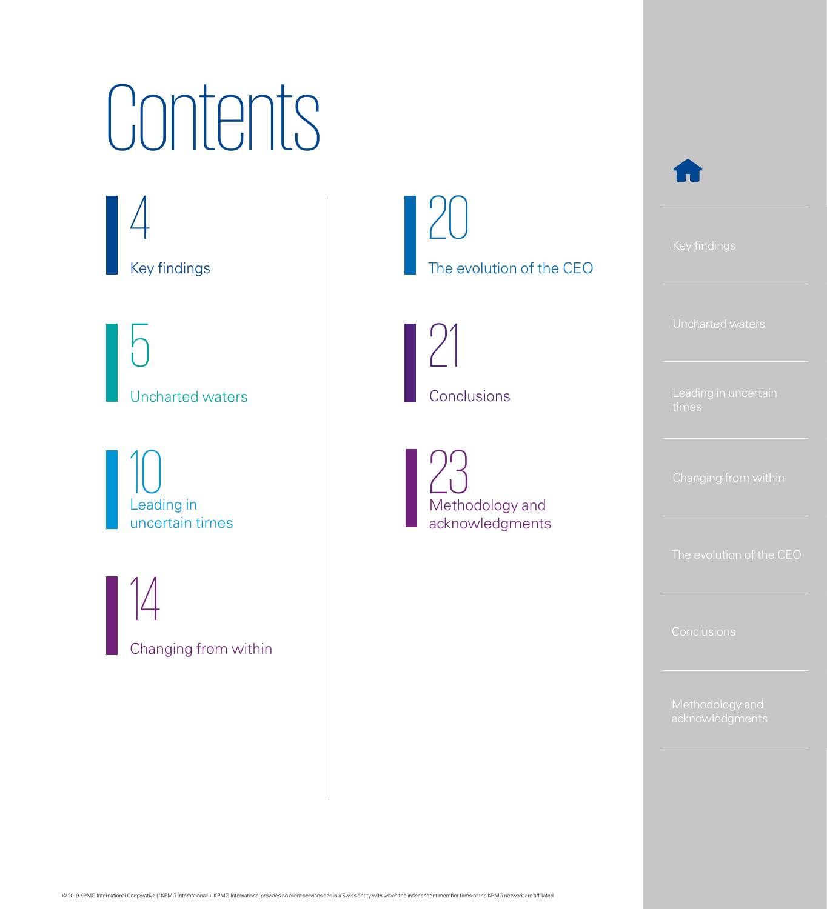# Contents

4 Key findings

5 Uncharted waters

10 Leading in uncertain times

14 Changing from within

20 The evolution of the CEO

21 Conclusions

23 Methodology and acknowledgments

© 2019 KPMG International Cooperative ("KPMG International"). KPMG International provides no client services and is a Swiss entity with which the independent member firms of the KPMG network are affiliated.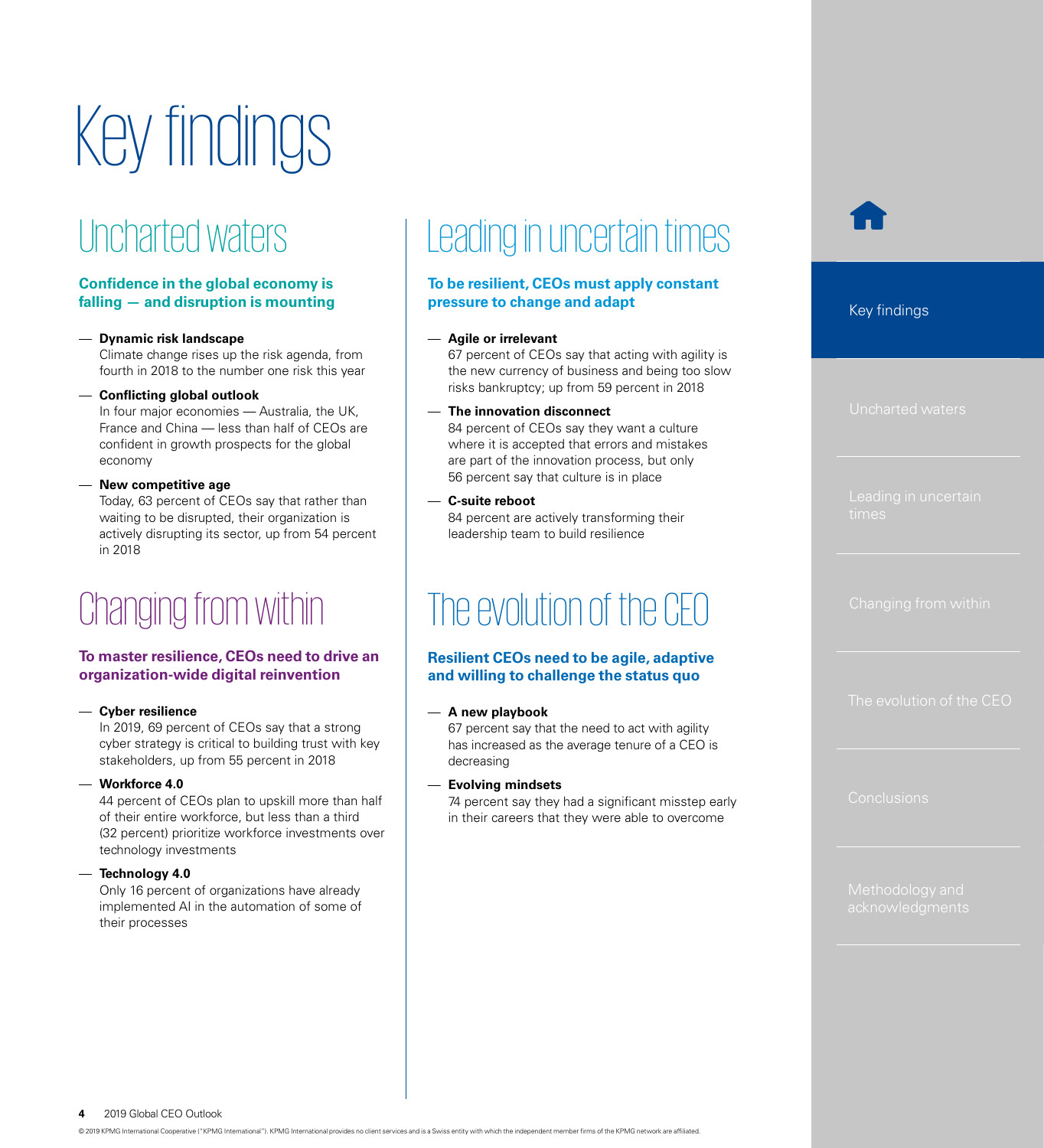# Key findings

## Uncharted waters

**Confidence in the global economy is falling — and disruption is mounting**

- **Dynamic risk landscape**
  Climate change rises up the risk agenda, from fourth in 2018 to the number one risk this year
- **Conflicting global outlook**
  In four major economies — Australia, the UK, France and China — less than half of CEOs are confident in growth prospects for the global economy
- **New competitive age**
  Today, 63 percent of CEOs say that rather than waiting to be disrupted, their organization is actively disrupting its sector, up from 54 percent in 2018

## Changing from within

**To master resilience, CEOs need to drive an organization-wide digital reinvention**

- **Cyber resilience**
  In 2019, 69 percent of CEOs say that a strong cyber strategy is critical to building trust with key stakeholders, up from 55 percent in 2018
- **Workforce 4.0**
  44 percent of CEOs plan to upskill more than half of their entire workforce, but less than a third (32 percent) prioritize workforce investments over technology investments
- **Technology 4.0**
  Only 16 percent of organizations have already implemented AI in the automation of some of their processes

## Leading in uncertain times

**To be resilient, CEOs must apply constant pressure to change and adapt**

- **Agile or irrelevant**
  67 percent of CEOs say that acting with agility is the new currency of business and being too slow risks bankruptcy; up from 59 percent in 2018
- **The innovation disconnect**
  84 percent of CEOs say they want a culture where it is accepted that errors and mistakes are part of the innovation process, but only 56 percent say that culture is in place
- **C-suite reboot**
  84 percent are actively transforming their leadership team to build resilience

## The evolution of the CEO

**Resilient CEOs need to be agile, adaptive and willing to challenge the status quo**

- **A new playbook**
  67 percent say that the need to act with agility has increased as the average tenure of a CEO is decreasing
- **Evolving mindsets**
  74 percent say they had a significant misstep early in their careers that they were able to overcome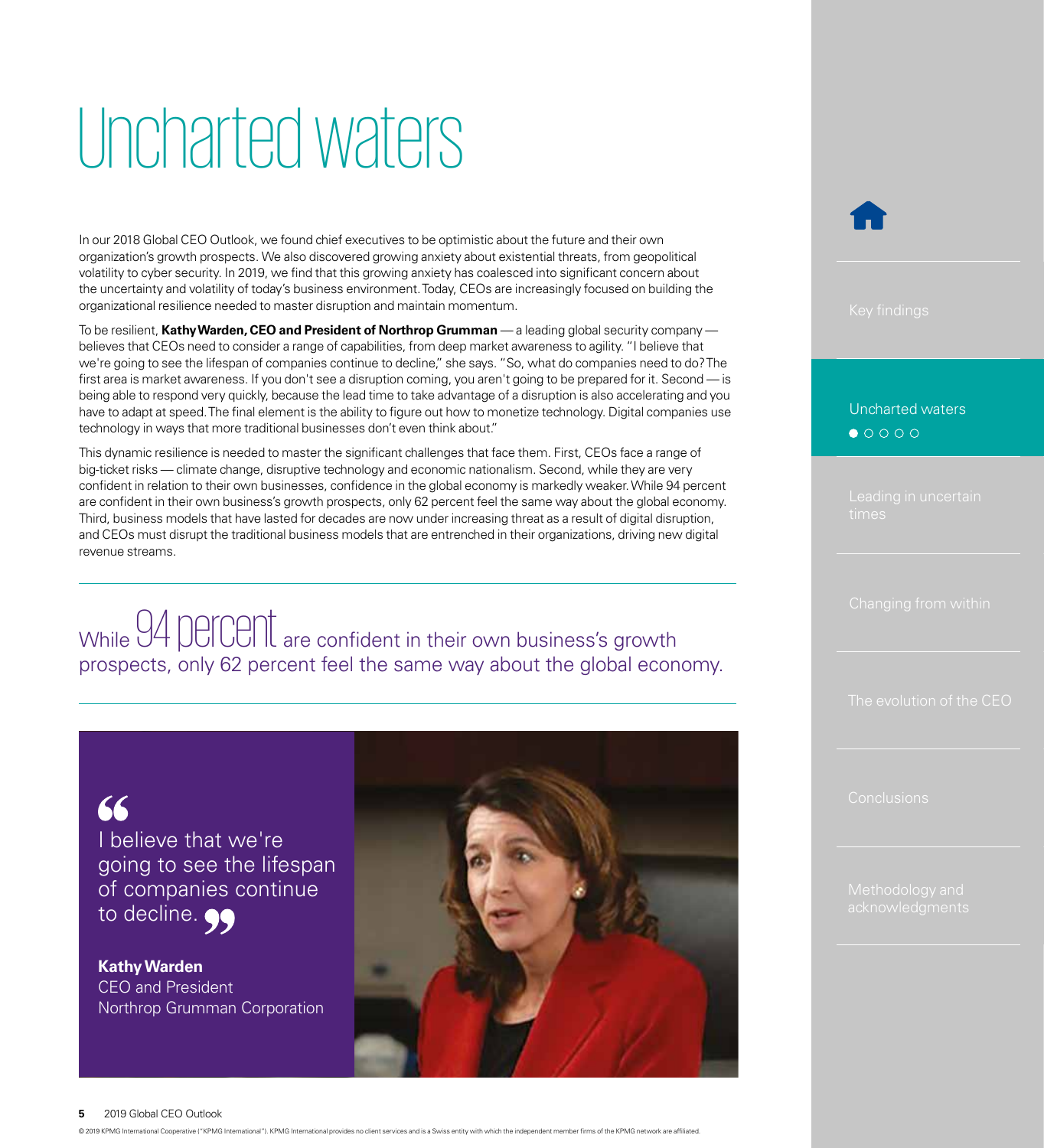# Uncharted waters

In our 2018 Global CEO Outlook, we found chief executives to be optimistic about the future and their own organization's growth prospects. We also discovered growing anxiety about existential threats, from geopolitical volatility to cyber security. In 2019, we find that this growing anxiety has coalesced into significant concern about the uncertainty and volatility of today's business environment. Today, CEOs are increasingly focused on building the organizational resilience needed to master disruption and maintain momentum.

To be resilient, **Kathy Warden, CEO and President of Northrop Grumman** — a leading global security company — believes that CEOs need to consider a range of capabilities, from deep market awareness to agility. "I believe that we're going to see the lifespan of companies continue to decline," she says. "So, what do companies need to do? The first area is market awareness. If you don't see a disruption coming, you aren't going to be prepared for it. Second — is being able to respond very quickly, because the lead time to take advantage of a disruption is also accelerating and you have to adapt at speed. The final element is the ability to figure out how to monetize technology. Digital companies use technology in ways that more traditional businesses don't even think about."

This dynamic resilience is needed to master the significant challenges that face them. First, CEOs face a range of big-ticket risks — climate change, disruptive technology and economic nationalism. Second, while they are very confident in relation to their own businesses, confidence in the global economy is markedly weaker. While 94 percent are confident in their own business's growth prospects, only 62 percent feel the same way about the global economy. Third, business models that have lasted for decades are now under increasing threat as a result of digital disruption, and CEOs must disrupt the traditional business models that are entrenched in their organizations, driving new digital revenue streams.

While 94 percent are confident in their own business's growth prospects, only 62 percent feel the same way about the global economy.

> "I believe that we're going to see the lifespan of companies continue to decline."
>
> **Kathy Warden**
> CEO and President
> Northrop Grumman Corporation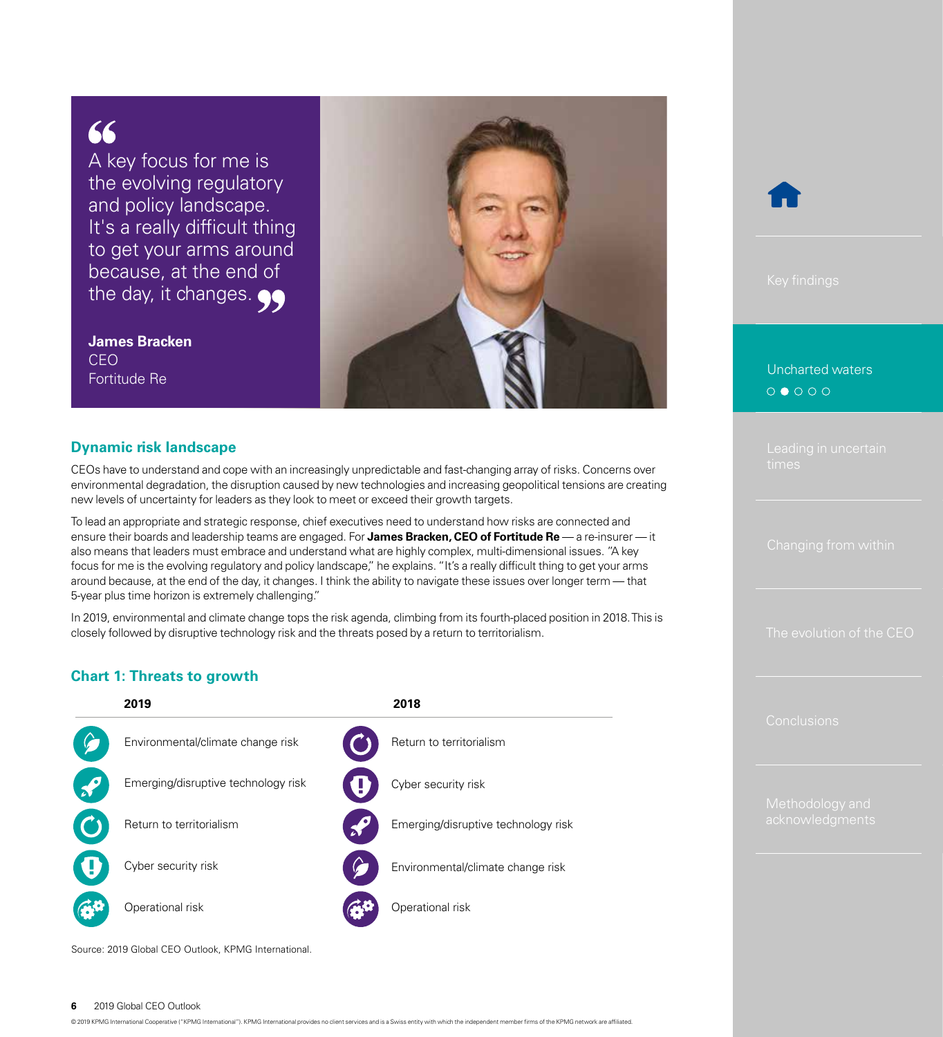> A key focus for me is the evolving regulatory and policy landscape. It's a really difficult thing to get your arms around because, at the end of the day, it changes.
>
> **James Bracken**
> CEO
> Fortitude Re

## Dynamic risk landscape

CEOs have to understand and cope with an increasingly unpredictable and fast-changing array of risks. Concerns over environmental degradation, the disruption caused by new technologies and increasing geopolitical tensions are creating new levels of uncertainty for leaders as they look to meet or exceed their growth targets.

To lead an appropriate and strategic response, chief executives need to understand how risks are connected and ensure their boards and leadership teams are engaged. For **James Bracken, CEO of Fortitude Re** — a re-insurer — it also means that leaders must embrace and understand what are highly complex, multi-dimensional issues. "A key focus for me is the evolving regulatory and policy landscape," he explains. "It's a really difficult thing to get your arms around because, at the end of the day, it changes. I think the ability to navigate these issues over longer term — that 5-year plus time horizon is extremely challenging."

In 2019, environmental and climate change tops the risk agenda, climbing from its fourth-placed position in 2018. This is closely followed by disruptive technology risk and the threats posed by a return to territorialism.

## Chart 1: Threats to growth

| 2019 | 2018 |
|---|---|
| Environmental/climate change risk | Return to territorialism |
| Emerging/disruptive technology risk | Cyber security risk |
| Return to territorialism | Emerging/disruptive technology risk |
| Cyber security risk | Environmental/climate change risk |
| Operational risk | Operational risk |

Source: 2019 Global CEO Outlook, KPMG International.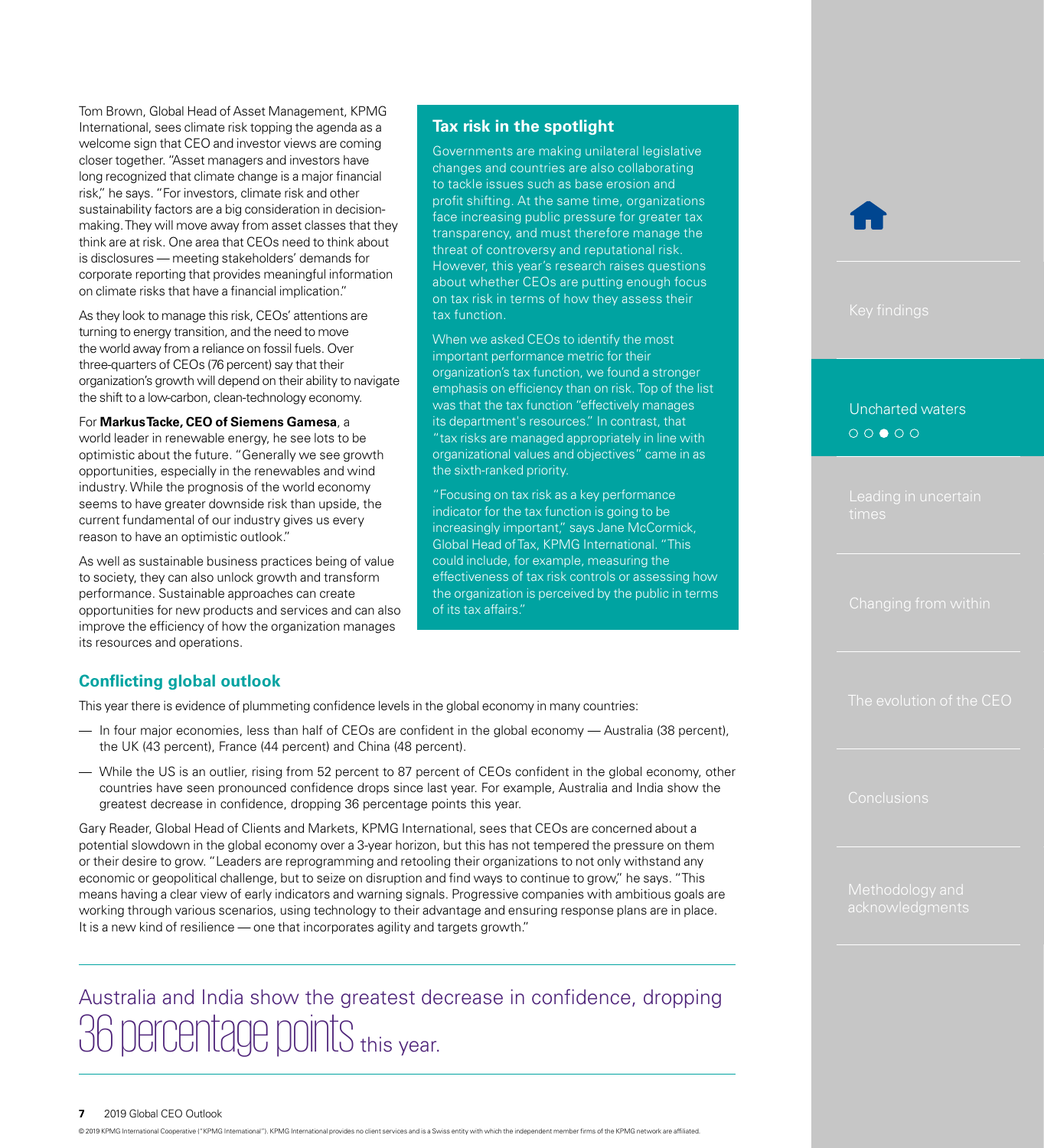Tom Brown, Global Head of Asset Management, KPMG International, sees climate risk topping the agenda as a welcome sign that CEO and investor views are coming closer together. "Asset managers and investors have long recognized that climate change is a major financial risk," he says. "For investors, climate risk and other sustainability factors are a big consideration in decision-making. They will move away from asset classes that they think are at risk. One area that CEOs need to think about is disclosures — meeting stakeholders' demands for corporate reporting that provides meaningful information on climate risks that have a financial implication."

As they look to manage this risk, CEOs' attentions are turning to energy transition, and the need to move the world away from a reliance on fossil fuels. Over three-quarters of CEOs (76 percent) say that their organization's growth will depend on their ability to navigate the shift to a low-carbon, clean-technology economy.

For **Markus Tacke, CEO of Siemens Gamesa**, a world leader in renewable energy, he see lots to be optimistic about the future. "Generally we see growth opportunities, especially in the renewables and wind industry. While the prognosis of the world economy seems to have greater downside risk than upside, the current fundamental of our industry gives us every reason to have an optimistic outlook."

As well as sustainable business practices being of value to society, they can also unlock growth and transform performance. Sustainable approaches can create opportunities for new products and services and can also improve the efficiency of how the organization manages its resources and operations.

### Tax risk in the spotlight

Governments are making unilateral legislative changes and countries are also collaborating to tackle issues such as base erosion and profit shifting. At the same time, organizations face increasing public pressure for greater tax transparency, and must therefore manage the threat of controversy and reputational risk. However, this year's research raises questions about whether CEOs are putting enough focus on tax risk in terms of how they assess their tax function.

When we asked CEOs to identify the most important performance metric for their organization's tax function, we found a stronger emphasis on efficiency than on risk. Top of the list was that the tax function "effectively manages its department's resources." In contrast, that "tax risks are managed appropriately in line with organizational values and objectives" came in as the sixth-ranked priority.

"Focusing on tax risk as a key performance indicator for the tax function is going to be increasingly important," says Jane McCormick, Global Head of Tax, KPMG International. "This could include, for example, measuring the effectiveness of tax risk controls or assessing how the organization is perceived by the public in terms of its tax affairs."

## Conflicting global outlook

This year there is evidence of plummeting confidence levels in the global economy in many countries:

- In four major economies, less than half of CEOs are confident in the global economy — Australia (38 percent), the UK (43 percent), France (44 percent) and China (48 percent).
- While the US is an outlier, rising from 52 percent to 87 percent of CEOs confident in the global economy, other countries have seen pronounced confidence drops since last year. For example, Australia and India show the greatest decrease in confidence, dropping 36 percentage points this year.

Gary Reader, Global Head of Clients and Markets, KPMG International, sees that CEOs are concerned about a potential slowdown in the global economy over a 3-year horizon, but this has not tempered the pressure on them or their desire to grow. "Leaders are reprogramming and retooling their organizations to not only withstand any economic or geopolitical challenge, but to seize on disruption and find ways to continue to grow," he says. "This means having a clear view of early indicators and warning signals. Progressive companies with ambitious goals are working through various scenarios, using technology to their advantage and ensuring response plans are in place. It is a new kind of resilience — one that incorporates agility and targets growth."

Australia and India show the greatest decrease in confidence, dropping **36 percentage points** this year.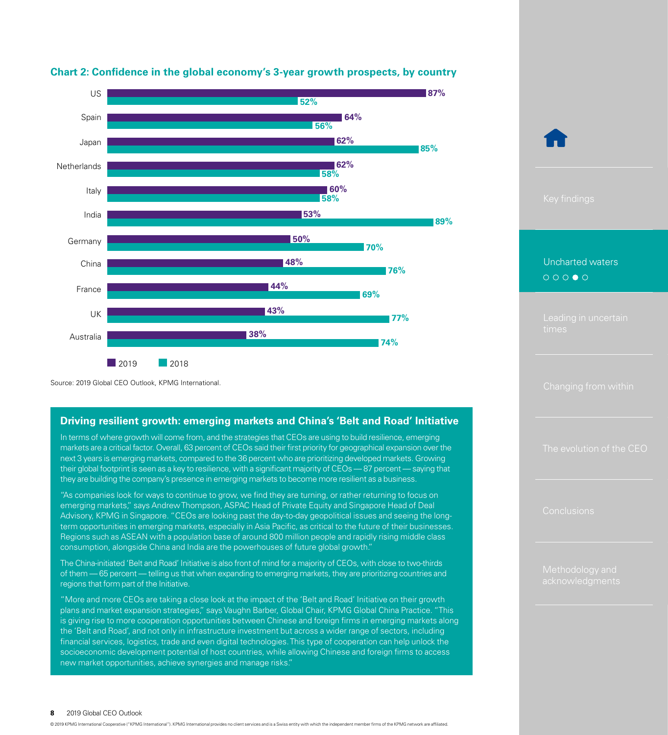### Chart 2: Confidence in the global economy's 3-year growth prospects, by country

| Country | 2019 | 2018 |
| --- | --- | --- |
| US | 87% | 52% |
| Spain | 64% | 56% |
| Japan | 62% | 85% |
| Netherlands | 62% | 58% |
| Italy | 60% | 58% |
| India | 53% | 89% |
| Germany | 50% | 70% |
| China | 48% | 76% |
| France | 44% | 69% |
| UK | 43% | 77% |
| Australia | 38% | 74% |

Source: 2019 Global CEO Outlook, KPMG International.

### Driving resilient growth: emerging markets and China's 'Belt and Road' Initiative

In terms of where growth will come from, and the strategies that CEOs are using to build resilience, emerging markets are a critical factor. Overall, 63 percent of CEOs said their first priority for geographical expansion over the next 3 years is emerging markets, compared to the 36 percent who are prioritizing developed markets. Growing their global footprint is seen as a key to resilience, with a significant majority of CEOs — 87 percent — saying that they are building the company's presence in emerging markets to become more resilient as a business.

"As companies look for ways to continue to grow, we find they are turning, or rather returning to focus on emerging markets," says Andrew Thompson, ASPAC Head of Private Equity and Singapore Head of Deal Advisory, KPMG in Singapore. "CEOs are looking past the day-to-day geopolitical issues and seeing the long-term opportunities in emerging markets, especially in Asia Pacific, as critical to the future of their businesses. Regions such as ASEAN with a population base of around 800 million people and rapidly rising middle class consumption, alongside China and India are the powerhouses of future global growth."

The China-initiated 'Belt and Road' Initiative is also front of mind for a majority of CEOs, with close to two-thirds of them — 65 percent — telling us that when expanding to emerging markets, they are prioritizing countries and regions that form part of the Initiative.

"More and more CEOs are taking a close look at the impact of the 'Belt and Road' Initiative on their growth plans and market expansion strategies," says Vaughn Barber, Global Chair, KPMG Global China Practice. "This is giving rise to more cooperation opportunities between Chinese and foreign firms in emerging markets along the 'Belt and Road', and not only in infrastructure investment but across a wider range of sectors, including financial services, logistics, trade and even digital technologies. This type of cooperation can help unlock the socioeconomic development potential of host countries, while allowing Chinese and foreign firms to access new market opportunities, achieve synergies and manage risks."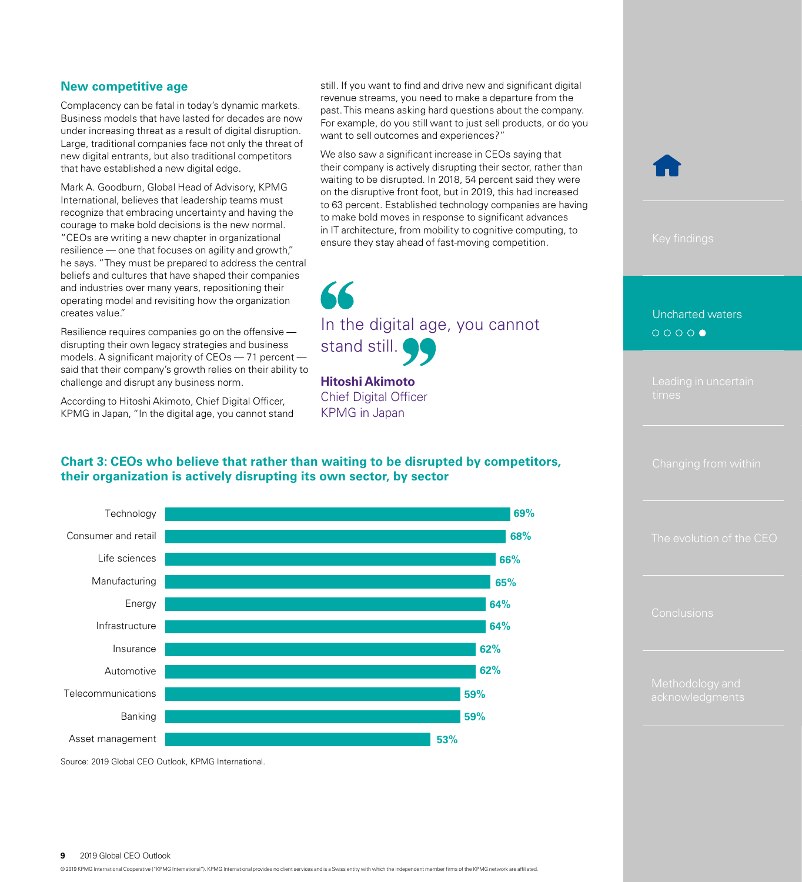## New competitive age

Complacency can be fatal in today's dynamic markets. Business models that have lasted for decades are now under increasing threat as a result of digital disruption. Large, traditional companies face not only the threat of new digital entrants, but also traditional competitors that have established a new digital edge.

Mark A. Goodburn, Global Head of Advisory, KPMG International, believes that leadership teams must recognize that embracing uncertainty and having the courage to make bold decisions is the new normal. "CEOs are writing a new chapter in organizational resilience — one that focuses on agility and growth," he says. "They must be prepared to address the central beliefs and cultures that have shaped their companies and industries over many years, repositioning their operating model and revisiting how the organization creates value."

Resilience requires companies go on the offensive — disrupting their own legacy strategies and business models. A significant majority of CEOs — 71 percent — said that their company's growth relies on their ability to challenge and disrupt any business norm.

According to Hitoshi Akimoto, Chief Digital Officer, KPMG in Japan, "In the digital age, you cannot stand still. If you want to find and drive new and significant digital revenue streams, you need to make a departure from the past. This means asking hard questions about the company. For example, do you still want to just sell products, or do you want to sell outcomes and experiences?"

We also saw a significant increase in CEOs saying that their company is actively disrupting their sector, rather than waiting to be disrupted. In 2018, 54 percent said they were on the disruptive front foot, but in 2019, this had increased to 63 percent. Established technology companies are having to make bold moves in response to significant advances in IT architecture, from mobility to cognitive computing, to ensure they stay ahead of fast-moving competition.

> "In the digital age, you cannot stand still."
>
> **Hitoshi Akimoto**
> Chief Digital Officer
> KPMG in Japan

### Chart 3: CEOs who believe that rather than waiting to be disrupted by competitors, their organization is actively disrupting its own sector, by sector

| Sector | Percentage |
|---|---|
| Technology | 69% |
| Consumer and retail | 68% |
| Life sciences | 66% |
| Manufacturing | 65% |
| Energy | 64% |
| Infrastructure | 64% |
| Insurance | 62% |
| Automotive | 62% |
| Telecommunications | 59% |
| Banking | 59% |
| Asset management | 53% |

Source: 2019 Global CEO Outlook, KPMG International.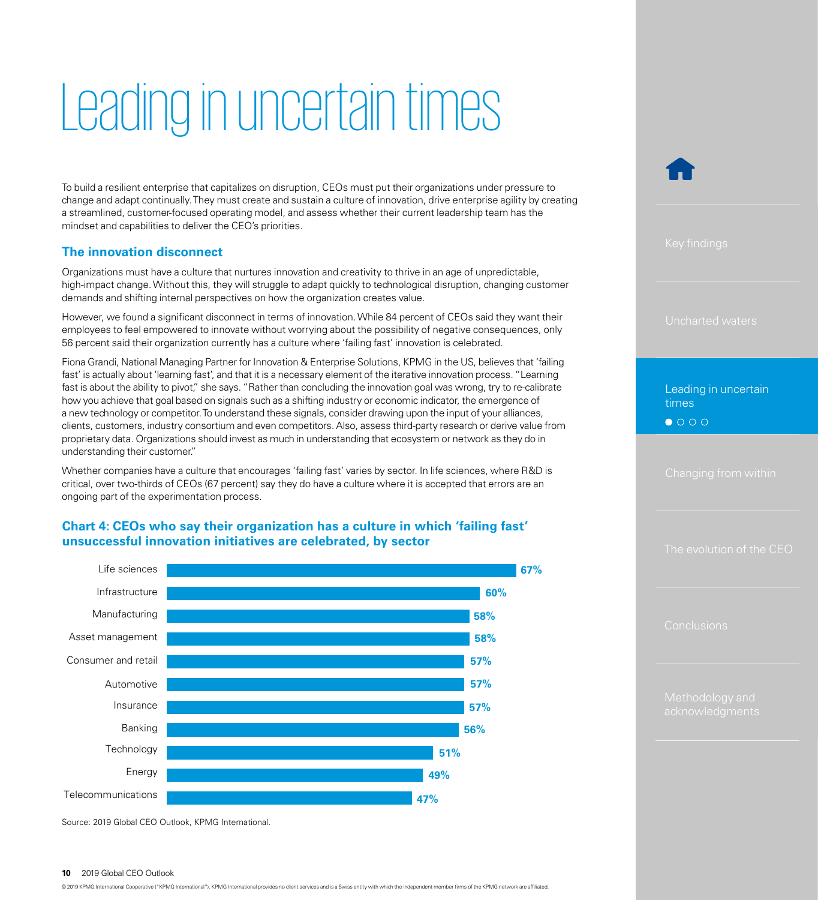# Leading in uncertain times

To build a resilient enterprise that capitalizes on disruption, CEOs must put their organizations under pressure to change and adapt continually. They must create and sustain a culture of innovation, drive enterprise agility by creating a streamlined, customer-focused operating model, and assess whether their current leadership team has the mindset and capabilities to deliver the CEO's priorities.

## The innovation disconnect

Organizations must have a culture that nurtures innovation and creativity to thrive in an age of unpredictable, high-impact change. Without this, they will struggle to adapt quickly to technological disruption, changing customer demands and shifting internal perspectives on how the organization creates value.

However, we found a significant disconnect in terms of innovation. While 84 percent of CEOs said they want their employees to feel empowered to innovate without worrying about the possibility of negative consequences, only 56 percent said their organization currently has a culture where 'failing fast' innovation is celebrated.

Fiona Grandi, National Managing Partner for Innovation & Enterprise Solutions, KPMG in the US, believes that 'failing fast' is actually about 'learning fast', and that it is a necessary element of the iterative innovation process. "Learning fast is about the ability to pivot," she says. "Rather than concluding the innovation goal was wrong, try to re-calibrate how you achieve that goal based on signals such as a shifting industry or economic indicator, the emergence of a new technology or competitor. To understand these signals, consider drawing upon the input of your alliances, clients, customers, industry consortium and even competitors. Also, assess third-party research or derive value from proprietary data. Organizations should invest as much in understanding that ecosystem or network as they do in understanding their customer."

Whether companies have a culture that encourages 'failing fast' varies by sector. In life sciences, where R&D is critical, over two-thirds of CEOs (67 percent) say they do have a culture where it is accepted that errors are an ongoing part of the experimentation process.

### Chart 4: CEOs who say their organization has a culture in which 'failing fast' unsuccessful innovation initiatives are celebrated, by sector

| Sector | Percentage |
|---|---|
| Life sciences | 67% |
| Infrastructure | 60% |
| Manufacturing | 58% |
| Asset management | 58% |
| Consumer and retail | 57% |
| Automotive | 57% |
| Insurance | 57% |
| Banking | 56% |
| Technology | 51% |
| Energy | 49% |
| Telecommunications | 47% |

Source: 2019 Global CEO Outlook, KPMG International.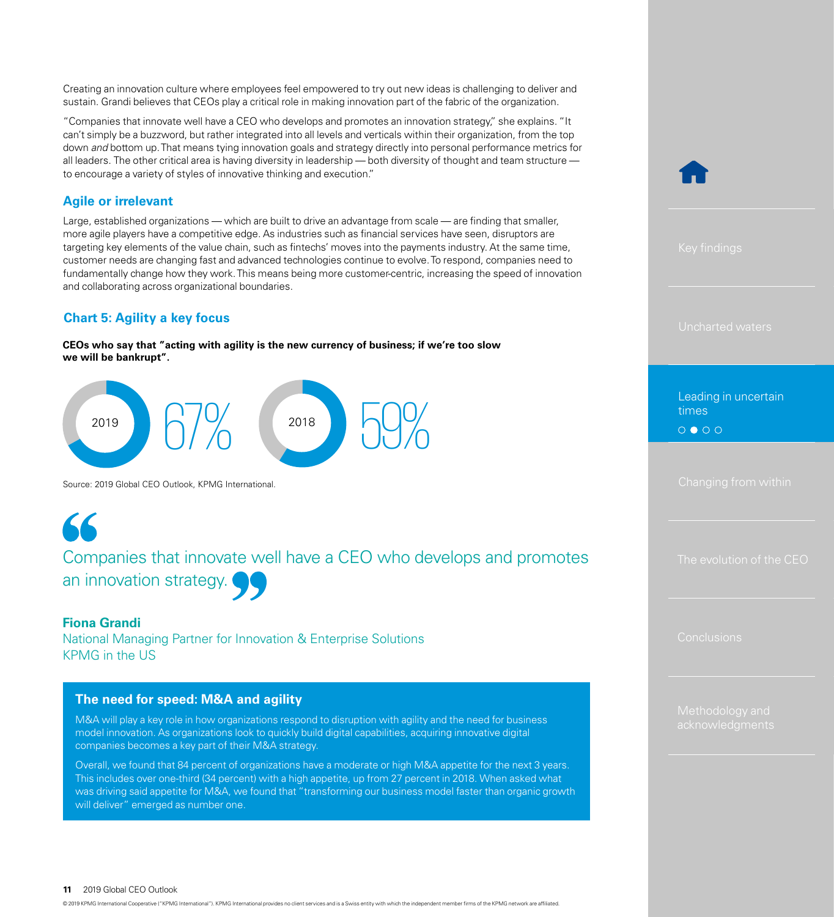Creating an innovation culture where employees feel empowered to try out new ideas is challenging to deliver and sustain. Grandi believes that CEOs play a critical role in making innovation part of the fabric of the organization.

"Companies that innovate well have a CEO who develops and promotes an innovation strategy," she explains. "It can't simply be a buzzword, but rather integrated into all levels and verticals within their organization, from the top down *and* bottom up. That means tying innovation goals and strategy directly into personal performance metrics for all leaders. The other critical area is having diversity in leadership — both diversity of thought and team structure — to encourage a variety of styles of innovative thinking and execution."

## Agile or irrelevant

Large, established organizations — which are built to drive an advantage from scale — are finding that smaller, more agile players have a competitive edge. As industries such as financial services have seen, disruptors are targeting key elements of the value chain, such as fintechs' moves into the payments industry. At the same time, customer needs are changing fast and advanced technologies continue to evolve. To respond, companies need to fundamentally change how they work. This means being more customer-centric, increasing the speed of innovation and collaborating across organizational boundaries.

### Chart 5: Agility a key focus

**CEOs who say that "acting with agility is the new currency of business; if we're too slow we will be bankrupt".**

| Year | Percentage |
|---|---|
| 2019 | 67% |
| 2018 | 59% |

Source: 2019 Global CEO Outlook, KPMG International.

> "Companies that innovate well have a CEO who develops and promotes an innovation strategy."

**Fiona Grandi**
National Managing Partner for Innovation & Enterprise Solutions
KPMG in the US

### The need for speed: M&A and agility

M&A will play a key role in how organizations respond to disruption with agility and the need for business model innovation. As organizations look to quickly build digital capabilities, acquiring innovative digital companies becomes a key part of their M&A strategy.

Overall, we found that 84 percent of organizations have a moderate or high M&A appetite for the next 3 years. This includes over one-third (34 percent) with a high appetite, up from 27 percent in 2018. When asked what was driving said appetite for M&A, we found that "transforming our business model faster than organic growth will deliver" emerged as number one.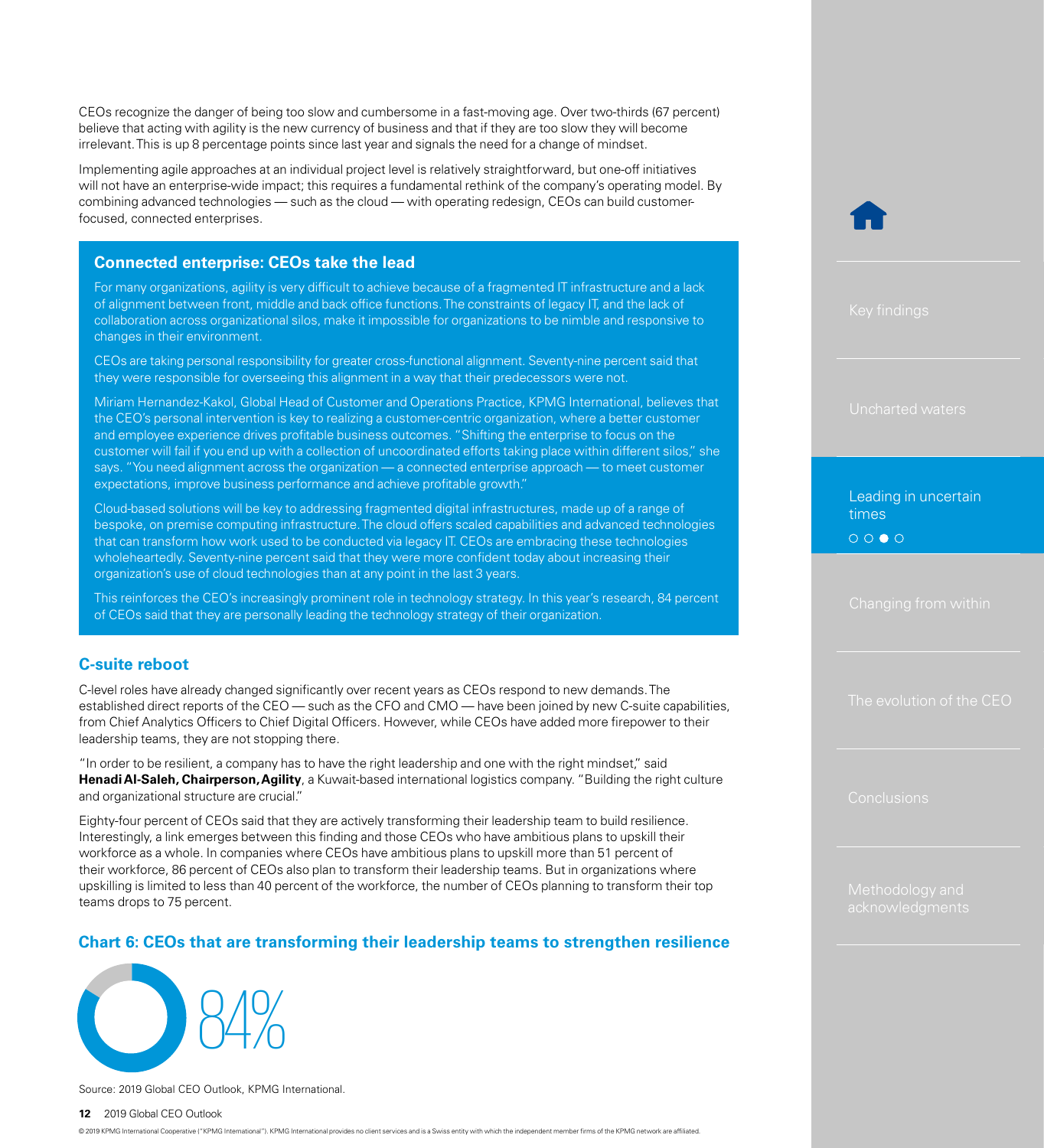CEOs recognize the danger of being too slow and cumbersome in a fast-moving age. Over two-thirds (67 percent) believe that acting with agility is the new currency of business and that if they are too slow they will become irrelevant. This is up 8 percentage points since last year and signals the need for a change of mindset.

Implementing agile approaches at an individual project level is relatively straightforward, but one-off initiatives will not have an enterprise-wide impact; this requires a fundamental rethink of the company's operating model. By combining advanced technologies — such as the cloud — with operating redesign, CEOs can build customer-focused, connected enterprises.

### Connected enterprise: CEOs take the lead

For many organizations, agility is very difficult to achieve because of a fragmented IT infrastructure and a lack of alignment between front, middle and back office functions. The constraints of legacy IT, and the lack of collaboration across organizational silos, make it impossible for organizations to be nimble and responsive to changes in their environment.

CEOs are taking personal responsibility for greater cross-functional alignment. Seventy-nine percent said that they were responsible for overseeing this alignment in a way that their predecessors were not.

Miriam Hernandez-Kakol, Global Head of Customer and Operations Practice, KPMG International, believes that the CEO's personal intervention is key to realizing a customer-centric organization, where a better customer and employee experience drives profitable business outcomes. "Shifting the enterprise to focus on the customer will fail if you end up with a collection of uncoordinated efforts taking place within different silos," she says. "You need alignment across the organization — a connected enterprise approach — to meet customer expectations, improve business performance and achieve profitable growth."

Cloud-based solutions will be key to addressing fragmented digital infrastructures, made up of a range of bespoke, on premise computing infrastructure. The cloud offers scaled capabilities and advanced technologies that can transform how work used to be conducted via legacy IT. CEOs are embracing these technologies wholeheartedly. Seventy-nine percent said that they were more confident today about increasing their organization's use of cloud technologies than at any point in the last 3 years.

This reinforces the CEO's increasingly prominent role in technology strategy. In this year's research, 84 percent of CEOs said that they are personally leading the technology strategy of their organization.

## C-suite reboot

C-level roles have already changed significantly over recent years as CEOs respond to new demands. The established direct reports of the CEO — such as the CFO and CMO — have been joined by new C-suite capabilities, from Chief Analytics Officers to Chief Digital Officers. However, while CEOs have added more firepower to their leadership teams, they are not stopping there.

"In order to be resilient, a company has to have the right leadership and one with the right mindset," said **Henadi Al-Saleh, Chairperson, Agility**, a Kuwait-based international logistics company. "Building the right culture and organizational structure are crucial."

Eighty-four percent of CEOs said that they are actively transforming their leadership team to build resilience. Interestingly, a link emerges between this finding and those CEOs who have ambitious plans to upskill their workforce as a whole. In companies where CEOs have ambitious plans to upskill more than 51 percent of their workforce, 86 percent of CEOs also plan to transform their leadership teams. But in organizations where upskilling is limited to less than 40 percent of the workforce, the number of CEOs planning to transform their top teams drops to 75 percent.

### Chart 6: CEOs that are transforming their leadership teams to strengthen resilience

84%

Source: 2019 Global CEO Outlook, KPMG International.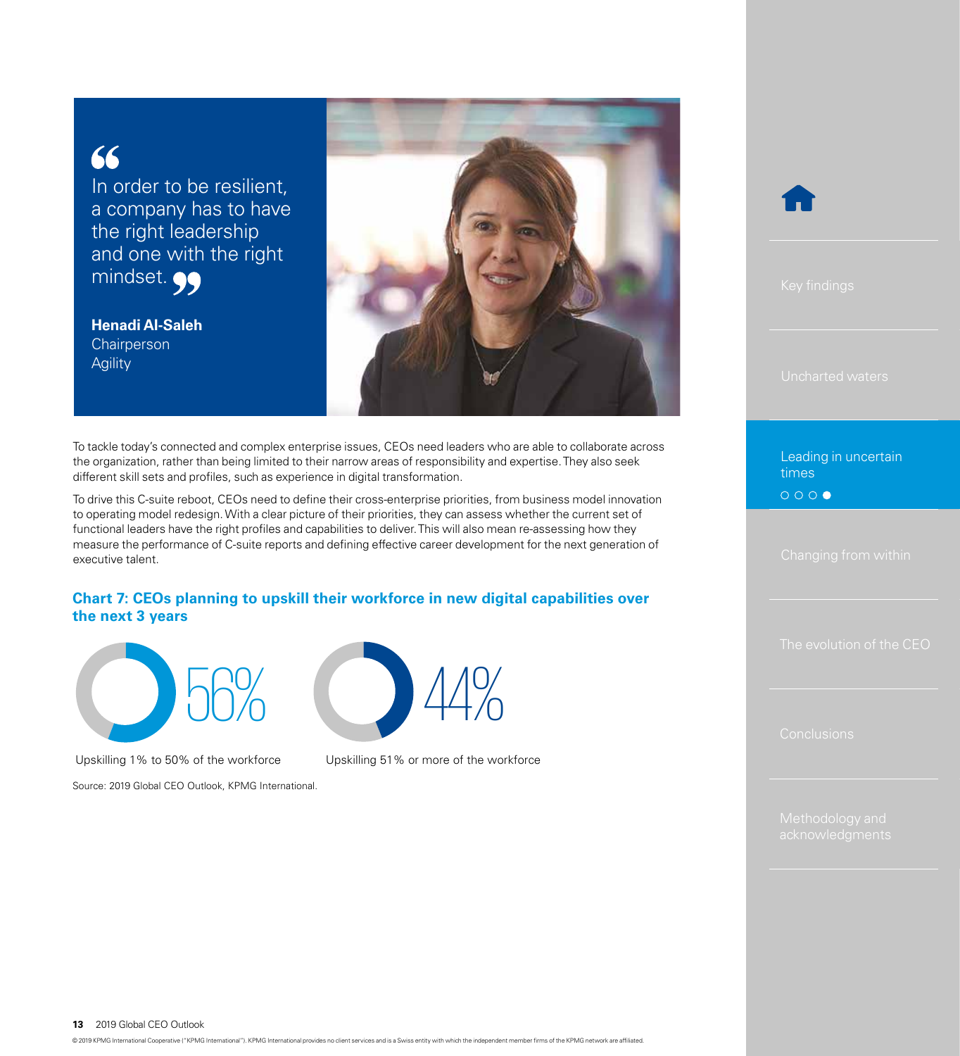> In order to be resilient, a company has to have the right leadership and one with the right mindset.
>
> **Henadi Al-Saleh**
> Chairperson
> Agility

To tackle today's connected and complex enterprise issues, CEOs need leaders who are able to collaborate across the organization, rather than being limited to their narrow areas of responsibility and expertise. They also seek different skill sets and profiles, such as experience in digital transformation.

To drive this C-suite reboot, CEOs need to define their cross-enterprise priorities, from business model innovation to operating model redesign. With a clear picture of their priorities, they can assess whether the current set of functional leaders have the right profiles and capabilities to deliver. This will also mean re-assessing how they measure the performance of C-suite reports and defining effective career development for the next generation of executive talent.

### Chart 7: CEOs planning to upskill their workforce in new digital capabilities over the next 3 years

| Share of CEOs | Plan |
| --- | --- |
| 56% | Upskilling 1% to 50% of the workforce |
| 44% | Upskilling 51% or more of the workforce |

Source: 2019 Global CEO Outlook, KPMG International.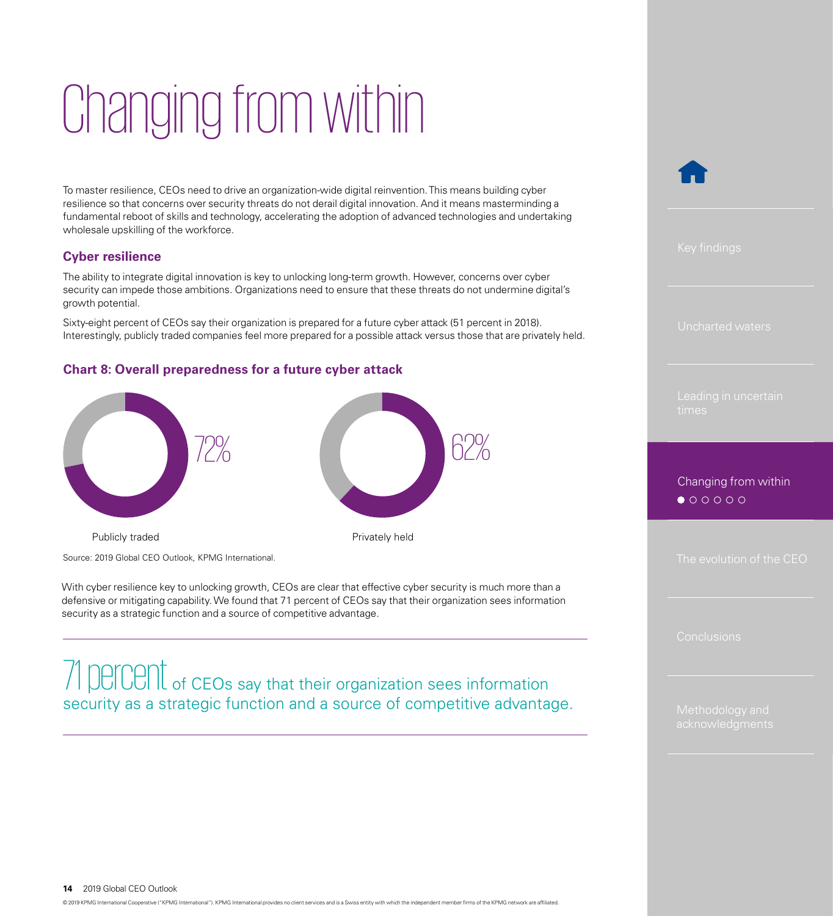# Changing from within

To master resilience, CEOs need to drive an organization-wide digital reinvention. This means building cyber resilience so that concerns over security threats do not derail digital innovation. And it means masterminding a fundamental reboot of skills and technology, accelerating the adoption of advanced technologies and undertaking wholesale upskilling of the workforce.

### Cyber resilience

The ability to integrate digital innovation is key to unlocking long-term growth. However, concerns over cyber security can impede those ambitions. Organizations need to ensure that these threats do not undermine digital's growth potential.

Sixty-eight percent of CEOs say their organization is prepared for a future cyber attack (51 percent in 2018). Interestingly, publicly traded companies feel more prepared for a possible attack versus those that are privately held.

#### Chart 8: Overall preparedness for a future cyber attack

| Publicly traded | Privately held |
|---|---|
| 72% | 62% |

Source: 2019 Global CEO Outlook, KPMG International.

With cyber resilience key to unlocking growth, CEOs are clear that effective cyber security is much more than a defensive or mitigating capability. We found that 71 percent of CEOs say that their organization sees information security as a strategic function and a source of competitive advantage.

**71 percent** of CEOs say that their organization sees information security as a strategic function and a source of competitive advantage.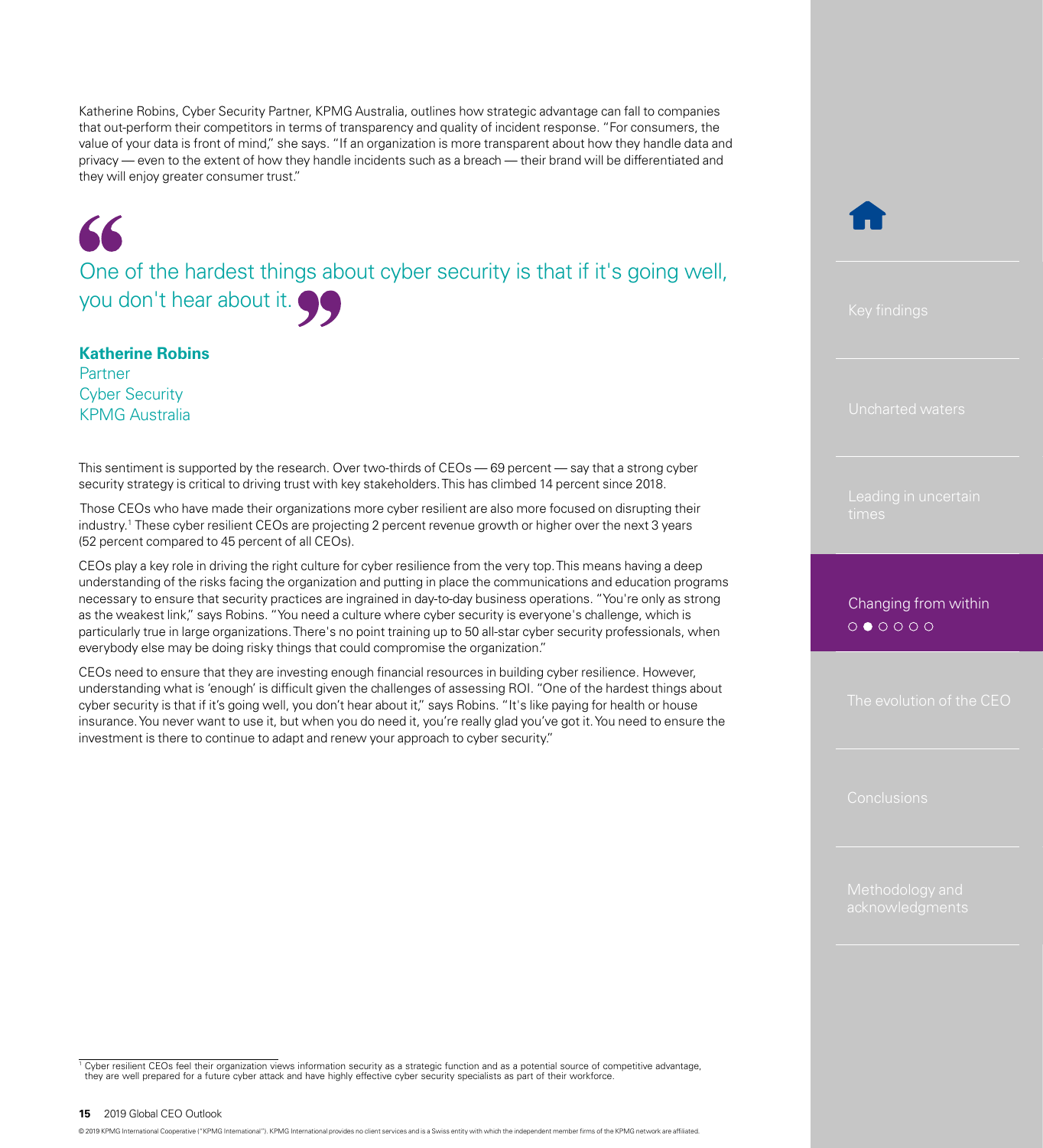Katherine Robins, Cyber Security Partner, KPMG Australia, outlines how strategic advantage can fall to companies that out-perform their competitors in terms of transparency and quality of incident response. "For consumers, the value of your data is front of mind," she says. "If an organization is more transparent about how they handle data and privacy — even to the extent of how they handle incidents such as a breach — their brand will be differentiated and they will enjoy greater consumer trust."

> One of the hardest things about cyber security is that if it's going well, you don't hear about it.
>
> **Katherine Robins**
> Partner
> Cyber Security
> KPMG Australia

This sentiment is supported by the research. Over two-thirds of CEOs — 69 percent — say that a strong cyber security strategy is critical to driving trust with key stakeholders. This has climbed 14 percent since 2018.

Those CEOs who have made their organizations more cyber resilient are also more focused on disrupting their industry.[1] These cyber resilient CEOs are projecting 2 percent revenue growth or higher over the next 3 years (52 percent compared to 45 percent of all CEOs).

CEOs play a key role in driving the right culture for cyber resilience from the very top. This means having a deep understanding of the risks facing the organization and putting in place the communications and education programs necessary to ensure that security practices are ingrained in day-to-day business operations. "You're only as strong as the weakest link," says Robins. "You need a culture where cyber security is everyone's challenge, which is particularly true in large organizations. There's no point training up to 50 all-star cyber security professionals, when everybody else may be doing risky things that could compromise the organization."

CEOs need to ensure that they are investing enough financial resources in building cyber resilience. However, understanding what is 'enough' is difficult given the challenges of assessing ROI. "One of the hardest things about cyber security is that if it's going well, you don't hear about it," says Robins. "It's like paying for health or house insurance. You never want to use it, but when you do need it, you're really glad you've got it. You need to ensure the investment is there to continue to adapt and renew your approach to cyber security."

[1] Cyber resilient CEOs feel their organization views information security as a strategic function and as a potential source of competitive advantage, they are well prepared for a future cyber attack and have highly effective cyber security specialists as part of their workforce.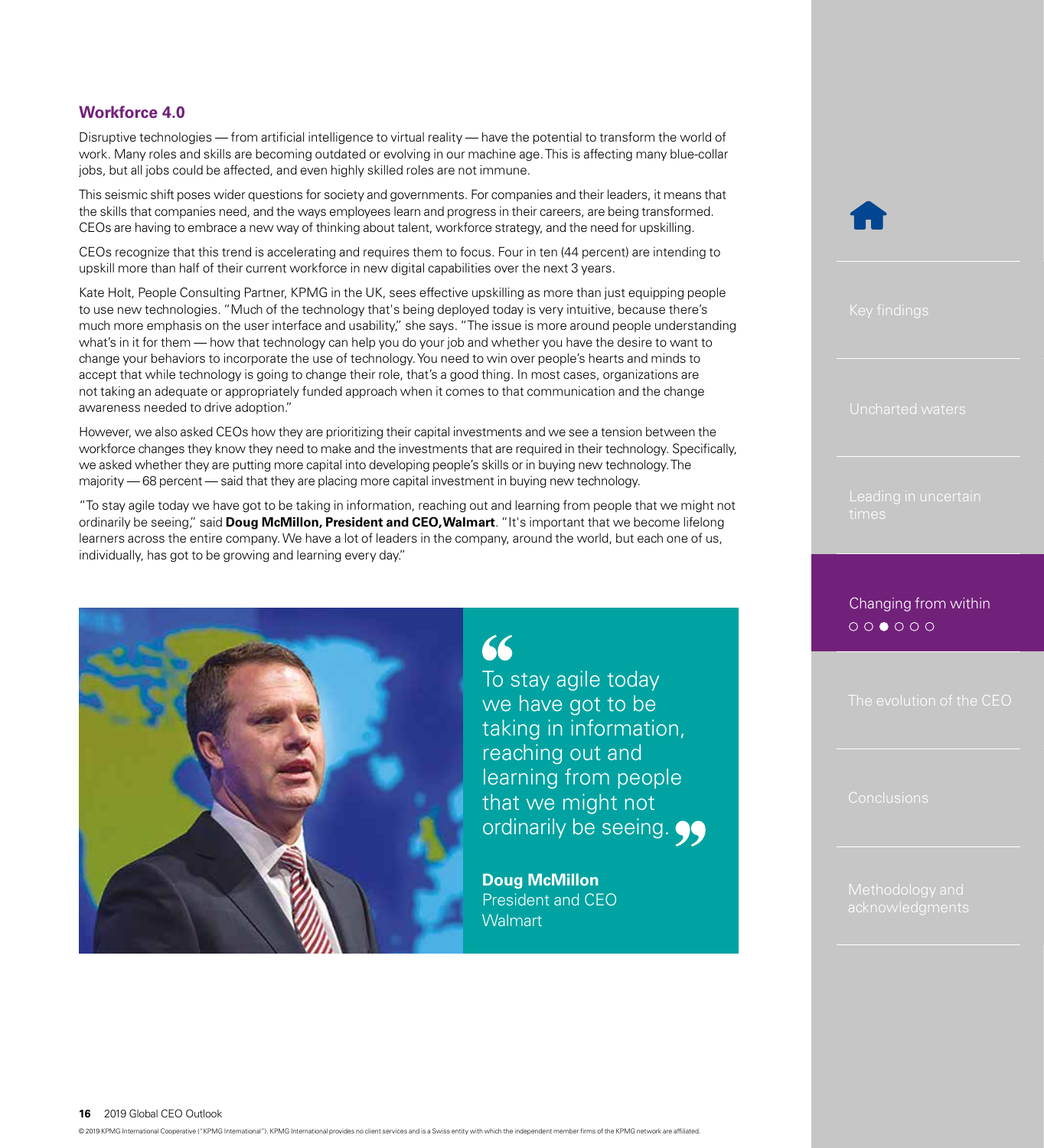## Workforce 4.0

Disruptive technologies — from artificial intelligence to virtual reality — have the potential to transform the world of work. Many roles and skills are becoming outdated or evolving in our machine age. This is affecting many blue-collar jobs, but all jobs could be affected, and even highly skilled roles are not immune.

This seismic shift poses wider questions for society and governments. For companies and their leaders, it means that the skills that companies need, and the ways employees learn and progress in their careers, are being transformed. CEOs are having to embrace a new way of thinking about talent, workforce strategy, and the need for upskilling.

CEOs recognize that this trend is accelerating and requires them to focus. Four in ten (44 percent) are intending to upskill more than half of their current workforce in new digital capabilities over the next 3 years.

Kate Holt, People Consulting Partner, KPMG in the UK, sees effective upskilling as more than just equipping people to use new technologies. "Much of the technology that's being deployed today is very intuitive, because there's much more emphasis on the user interface and usability," she says. "The issue is more around people understanding what's in it for them — how that technology can help you do your job and whether you have the desire to want to change your behaviors to incorporate the use of technology. You need to win over people's hearts and minds to accept that while technology is going to change their role, that's a good thing. In most cases, organizations are not taking an adequate or appropriately funded approach when it comes to that communication and the change awareness needed to drive adoption."

However, we also asked CEOs how they are prioritizing their capital investments and we see a tension between the workforce changes they know they need to make and the investments that are required in their technology. Specifically, we asked whether they are putting more capital into developing people's skills or in buying new technology. The majority — 68 percent — said that they are placing more capital investment in buying new technology.

"To stay agile today we have got to be taking in information, reaching out and learning from people that we might not ordinarily be seeing," said **Doug McMillon, President and CEO, Walmart**. "It's important that we become lifelong learners across the entire company. We have a lot of leaders in the company, around the world, but each one of us, individually, has got to be growing and learning every day."

> "To stay agile today we have got to be taking in information, reaching out and learning from people that we might not ordinarily be seeing."
>
> **Doug McMillon**
> President and CEO
> Walmart

© 2019 KPMG International Cooperative ("KPMG International"). KPMG International provides no client services and is a Swiss entity with which the independent member firms of the KPMG network are affiliated.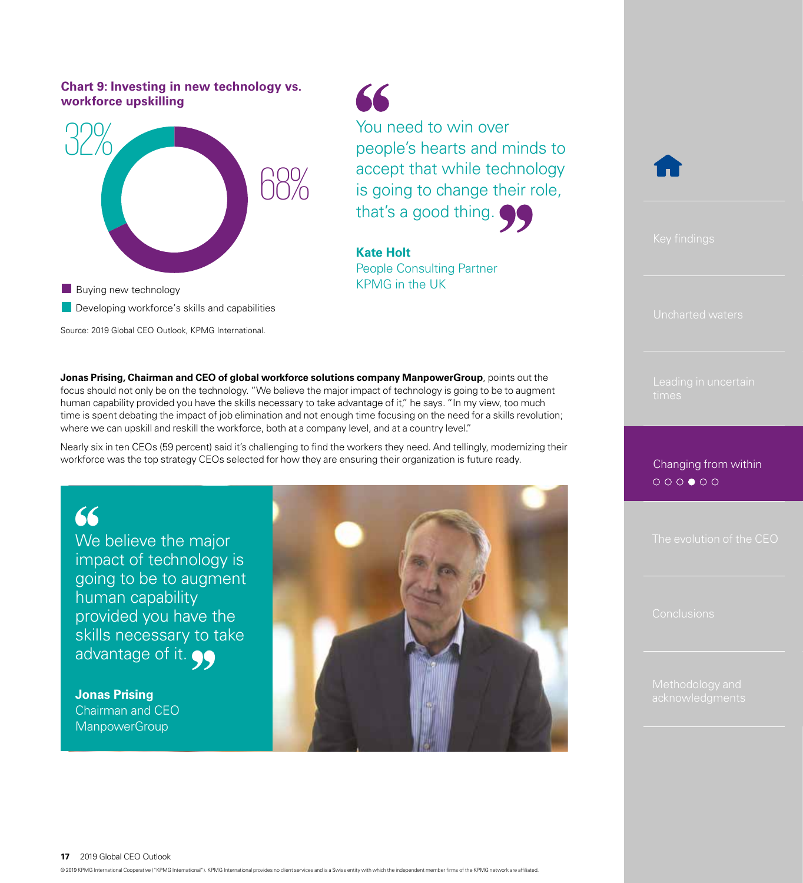**Chart 9: Investing in new technology vs. workforce upskilling**

| | Percentage |
|---|---|
| Buying new technology | 68% |
| Developing workforce's skills and capabilities | 32% |

Source: 2019 Global CEO Outlook, KPMG International.

> "You need to win over people's hearts and minds to accept that while technology is going to change their role, that's a good thing."
>
> **Kate Holt**
> People Consulting Partner
> KPMG in the UK

**Jonas Prising, Chairman and CEO of global workforce solutions company ManpowerGroup**, points out the focus should not only be on the technology. "We believe the major impact of technology is going to be to augment human capability provided you have the skills necessary to take advantage of it," he says. "In my view, too much time is spent debating the impact of job elimination and not enough time focusing on the need for a skills revolution; where we can upskill and reskill the workforce, both at a company level, and at a country level."

Nearly six in ten CEOs (59 percent) said it's challenging to find the workers they need. And tellingly, modernizing their workforce was the top strategy CEOs selected for how they are ensuring their organization is future ready.

> "We believe the major impact of technology is going to be to augment human capability provided you have the skills necessary to take advantage of it."
>
> **Jonas Prising**
> Chairman and CEO
> ManpowerGroup

© 2019 KPMG International Cooperative ("KPMG International"). KPMG International provides no client services and is a Swiss entity with which the independent member firms of the KPMG network are affiliated.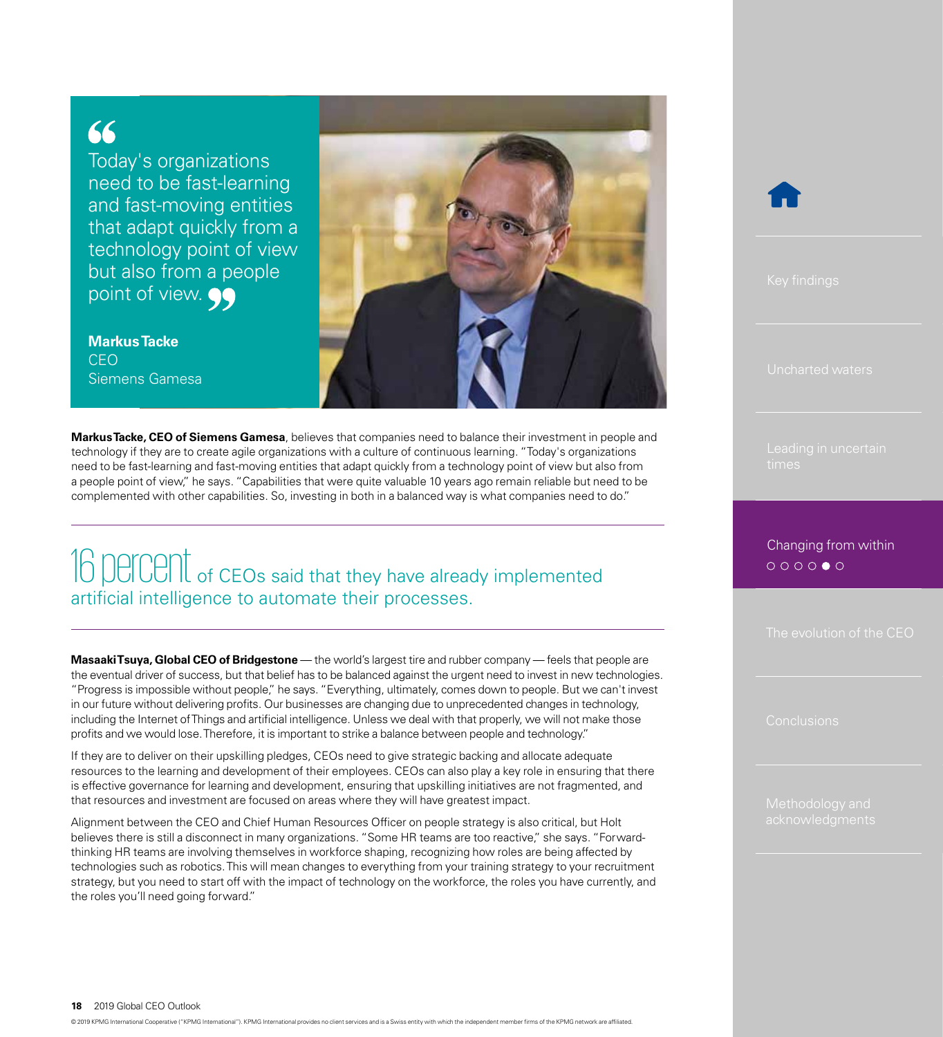> "Today's organizations need to be fast-learning and fast-moving entities that adapt quickly from a technology point of view but also from a people point of view."
>
> **Markus Tacke**
> CEO
> Siemens Gamesa

**Markus Tacke, CEO of Siemens Gamesa**, believes that companies need to balance their investment in people and technology if they are to create agile organizations with a culture of continuous learning. "Today's organizations need to be fast-learning and fast-moving entities that adapt quickly from a technology point of view but also from a people point of view," he says. "Capabilities that were quite valuable 10 years ago remain reliable but need to be complemented with other capabilities. So, investing in both in a balanced way is what companies need to do."

---

**16 percent** of CEOs said that they have already implemented artificial intelligence to automate their processes.

---

**Masaaki Tsuya, Global CEO of Bridgestone** — the world's largest tire and rubber company — feels that people are the eventual driver of success, but that belief has to be balanced against the urgent need to invest in new technologies. "Progress is impossible without people," he says. "Everything, ultimately, comes down to people. But we can't invest in our future without delivering profits. Our businesses are changing due to unprecedented changes in technology, including the Internet of Things and artificial intelligence. Unless we deal with that properly, we will not make those profits and we would lose. Therefore, it is important to strike a balance between people and technology."

If they are to deliver on their upskilling pledges, CEOs need to give strategic backing and allocate adequate resources to the learning and development of their employees. CEOs can also play a key role in ensuring that there is effective governance for learning and development, ensuring that upskilling initiatives are not fragmented, and that resources and investment are focused on areas where they will have greatest impact.

Alignment between the CEO and Chief Human Resources Officer on people strategy is also critical, but Holt believes there is still a disconnect in many organizations. "Some HR teams are too reactive," she says. "Forward-thinking HR teams are involving themselves in workforce shaping, recognizing how roles are being affected by technologies such as robotics. This will mean changes to everything from your training strategy to your recruitment strategy, but you need to start off with the impact of technology on the workforce, the roles you have currently, and the roles you'll need going forward."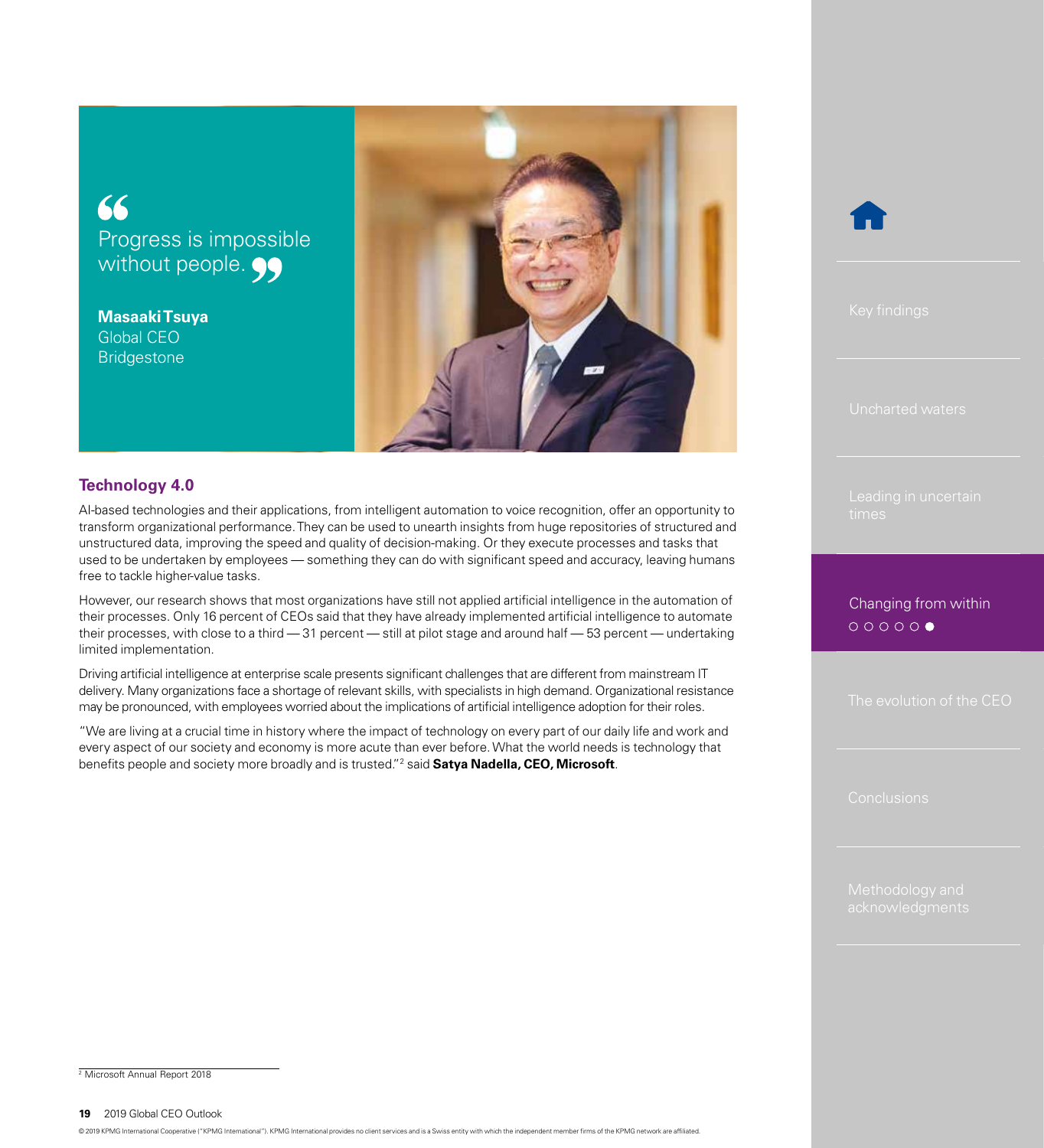> Progress is impossible without people.
>
> **Masaaki Tsuya**
> Global CEO
> Bridgestone

## Technology 4.0

AI-based technologies and their applications, from intelligent automation to voice recognition, offer an opportunity to transform organizational performance. They can be used to unearth insights from huge repositories of structured and unstructured data, improving the speed and quality of decision-making. Or they execute processes and tasks that used to be undertaken by employees — something they can do with significant speed and accuracy, leaving humans free to tackle higher-value tasks.

However, our research shows that most organizations have still not applied artificial intelligence in the automation of their processes. Only 16 percent of CEOs said that they have already implemented artificial intelligence to automate their processes, with close to a third — 31 percent — still at pilot stage and around half — 53 percent — undertaking limited implementation.

Driving artificial intelligence at enterprise scale presents significant challenges that are different from mainstream IT delivery. Many organizations face a shortage of relevant skills, with specialists in high demand. Organizational resistance may be pronounced, with employees worried about the implications of artificial intelligence adoption for their roles.

"We are living at a crucial time in history where the impact of technology on every part of our daily life and work and every aspect of our society and economy is more acute than ever before. What the world needs is technology that benefits people and society more broadly and is trusted."[2] said **Satya Nadella, CEO, Microsoft**.

[2] Microsoft Annual Report 2018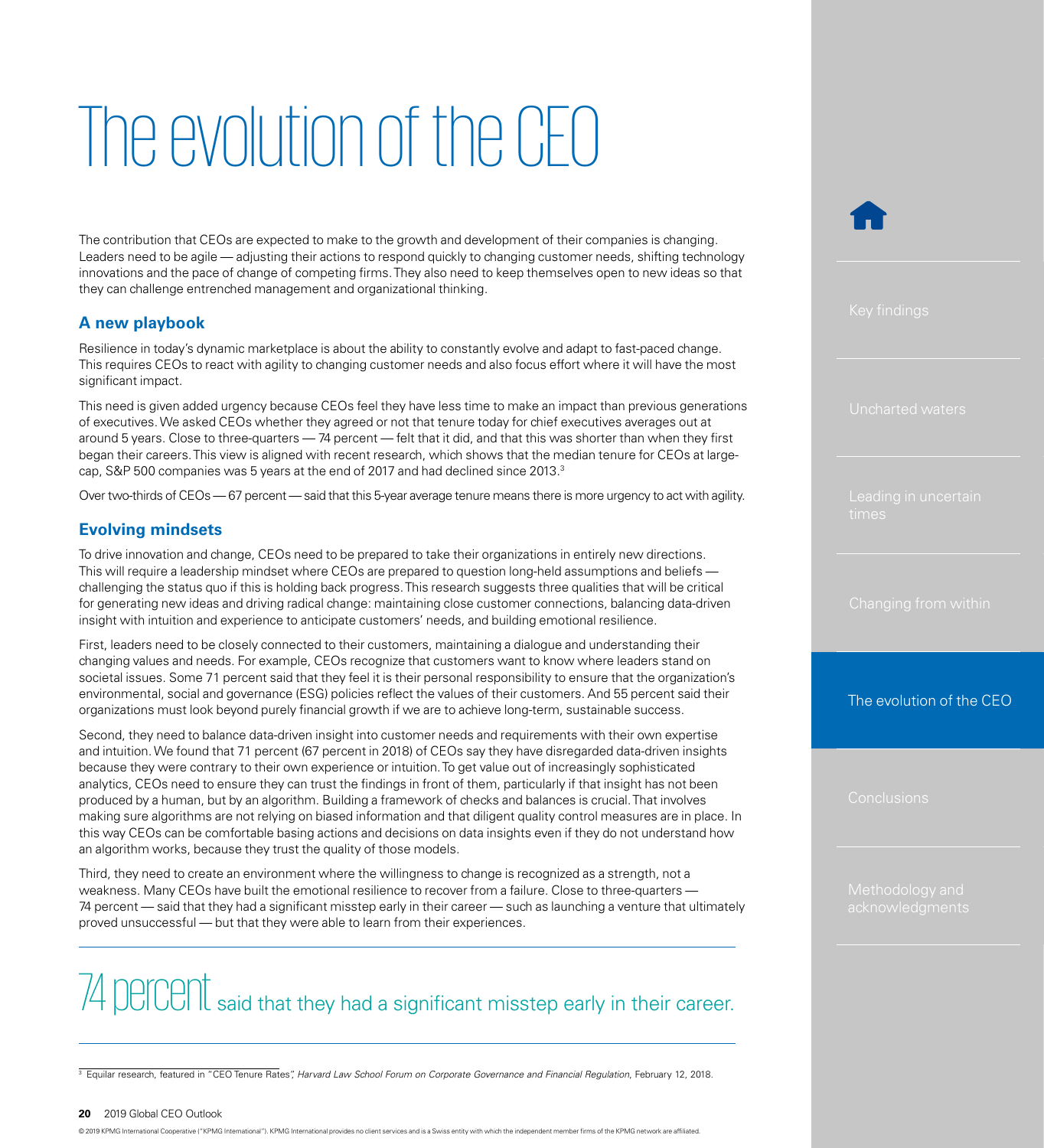# The evolution of the CEO

The contribution that CEOs are expected to make to the growth and development of their companies is changing. Leaders need to be agile — adjusting their actions to respond quickly to changing customer needs, shifting technology innovations and the pace of change of competing firms. They also need to keep themselves open to new ideas so that they can challenge entrenched management and organizational thinking.

## A new playbook

Resilience in today's dynamic marketplace is about the ability to constantly evolve and adapt to fast-paced change. This requires CEOs to react with agility to changing customer needs and also focus effort where it will have the most significant impact.

This need is given added urgency because CEOs feel they have less time to make an impact than previous generations of executives. We asked CEOs whether they agreed or not that tenure today for chief executives averages out at around 5 years. Close to three-quarters — 74 percent — felt that it did, and that this was shorter than when they first began their careers. This view is aligned with recent research, which shows that the median tenure for CEOs at large-cap, S&P 500 companies was 5 years at the end of 2017 and had declined since 2013.[3]

Over two-thirds of CEOs — 67 percent — said that this 5-year average tenure means there is more urgency to act with agility.

## Evolving mindsets

To drive innovation and change, CEOs need to be prepared to take their organizations in entirely new directions. This will require a leadership mindset where CEOs are prepared to question long-held assumptions and beliefs — challenging the status quo if this is holding back progress. This research suggests three qualities that will be critical for generating new ideas and driving radical change: maintaining close customer connections, balancing data-driven insight with intuition and experience to anticipate customers' needs, and building emotional resilience.

First, leaders need to be closely connected to their customers, maintaining a dialogue and understanding their changing values and needs. For example, CEOs recognize that customers want to know where leaders stand on societal issues. Some 71 percent said that they feel it is their personal responsibility to ensure that the organization's environmental, social and governance (ESG) policies reflect the values of their customers. And 55 percent said their organizations must look beyond purely financial growth if we are to achieve long-term, sustainable success.

Second, they need to balance data-driven insight into customer needs and requirements with their own expertise and intuition. We found that 71 percent (67 percent in 2018) of CEOs say they have disregarded data-driven insights because they were contrary to their own experience or intuition. To get value out of increasingly sophisticated analytics, CEOs need to ensure they can trust the findings in front of them, particularly if that insight has not been produced by a human, but by an algorithm. Building a framework of checks and balances is crucial. That involves making sure algorithms are not relying on biased information and that diligent quality control measures are in place. In this way CEOs can be comfortable basing actions and decisions on data insights even if they do not understand how an algorithm works, because they trust the quality of those models.

Third, they need to create an environment where the willingness to change is recognized as a strength, not a weakness. Many CEOs have built the emotional resilience to recover from a failure. Close to three-quarters — 74 percent — said that they had a significant misstep early in their career — such as launching a venture that ultimately proved unsuccessful — but that they were able to learn from their experiences.

---

**74 percent** said that they had a significant misstep early in their career.

---

[3] Equilar research, featured in "CEO Tenure Rates", *Harvard Law School Forum on Corporate Governance and Financial Regulation*, February 12, 2018.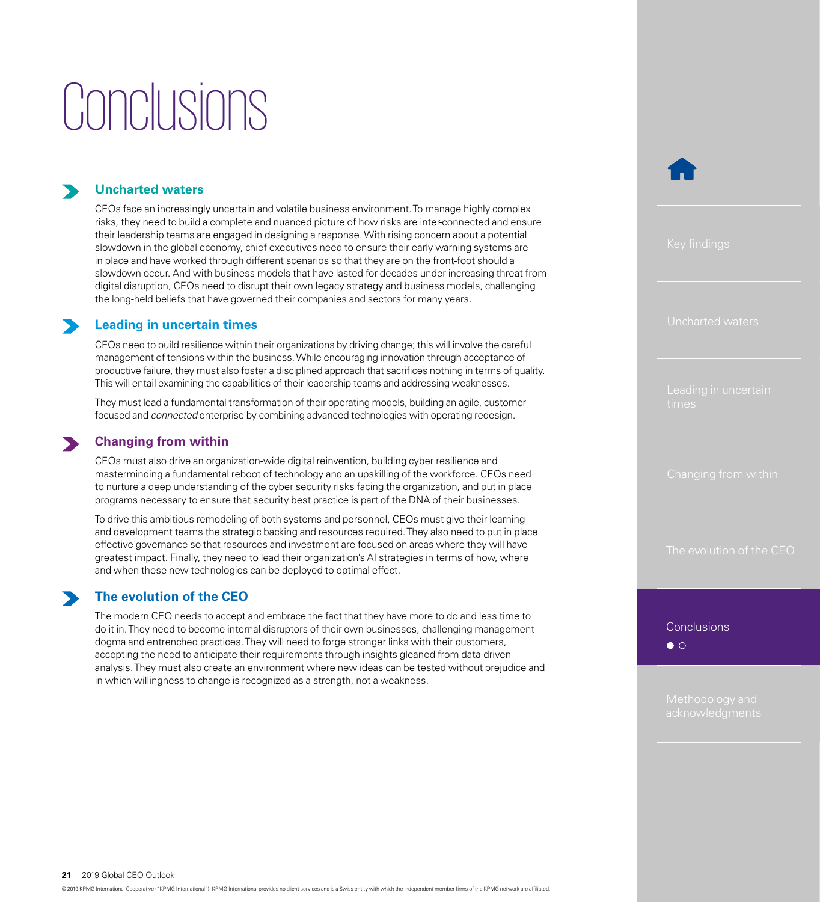# Conclusions

## Uncharted waters

CEOs face an increasingly uncertain and volatile business environment. To manage highly complex risks, they need to build a complete and nuanced picture of how risks are inter-connected and ensure their leadership teams are engaged in designing a response. With rising concern about a potential slowdown in the global economy, chief executives need to ensure their early warning systems are in place and have worked through different scenarios so that they are on the front-foot should a slowdown occur. And with business models that have lasted for decades under increasing threat from digital disruption, CEOs need to disrupt their own legacy strategy and business models, challenging the long-held beliefs that have governed their companies and sectors for many years.

## Leading in uncertain times

CEOs need to build resilience within their organizations by driving change; this will involve the careful management of tensions within the business. While encouraging innovation through acceptance of productive failure, they must also foster a disciplined approach that sacrifices nothing in terms of quality. This will entail examining the capabilities of their leadership teams and addressing weaknesses.

They must lead a fundamental transformation of their operating models, building an agile, customer-focused and *connected* enterprise by combining advanced technologies with operating redesign.

## Changing from within

CEOs must also drive an organization-wide digital reinvention, building cyber resilience and masterminding a fundamental reboot of technology and an upskilling of the workforce. CEOs need to nurture a deep understanding of the cyber security risks facing the organization, and put in place programs necessary to ensure that security best practice is part of the DNA of their businesses.

To drive this ambitious remodeling of both systems and personnel, CEOs must give their learning and development teams the strategic backing and resources required. They also need to put in place effective governance so that resources and investment are focused on areas where they will have greatest impact. Finally, they need to lead their organization's AI strategies in terms of how, where and when these new technologies can be deployed to optimal effect.

## The evolution of the CEO

The modern CEO needs to accept and embrace the fact that they have more to do and less time to do it in. They need to become internal disruptors of their own businesses, challenging management dogma and entrenched practices. They will need to forge stronger links with their customers, accepting the need to anticipate their requirements through insights gleaned from data-driven analysis. They must also create an environment where new ideas can be tested without prejudice and in which willingness to change is recognized as a strength, not a weakness.

© 2019 KPMG International Cooperative ("KPMG International"). KPMG International provides no client services and is a Swiss entity with which the independent member firms of the KPMG network are affiliated.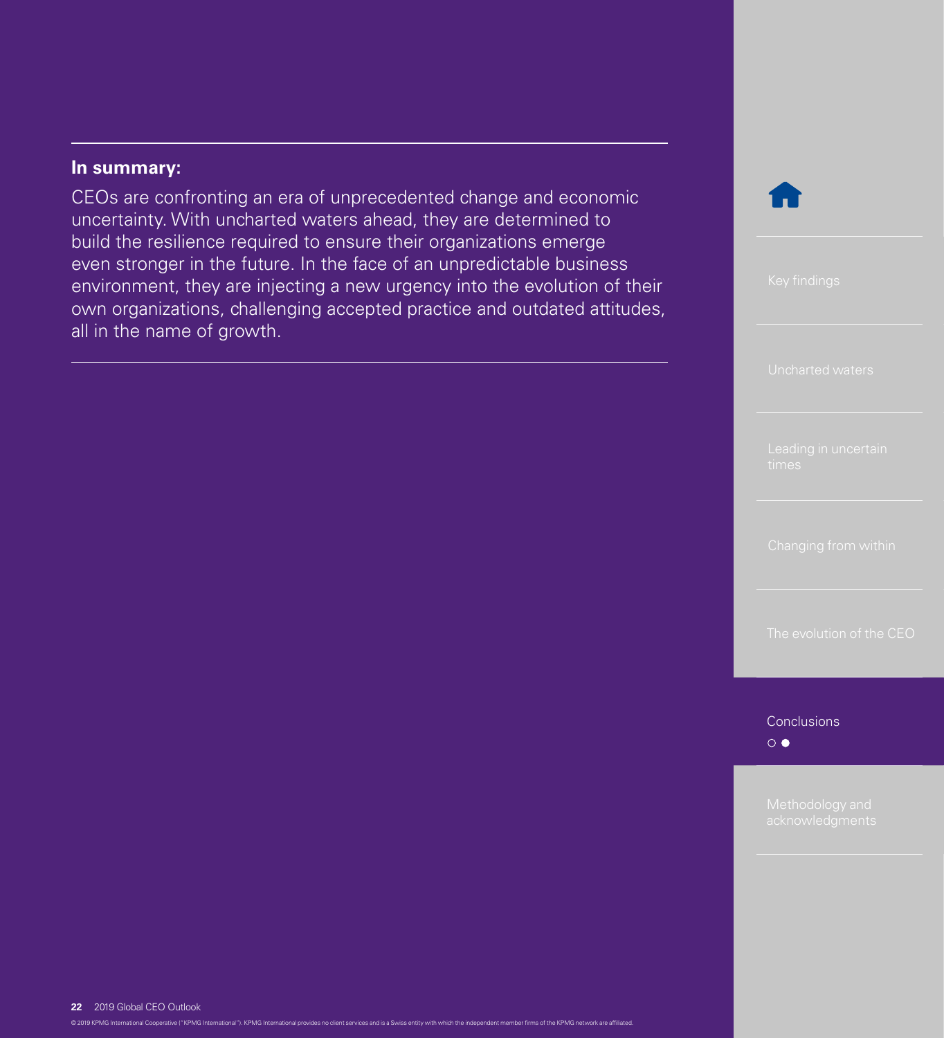**In summary:**

CEOs are confronting an era of unprecedented change and economic uncertainty. With uncharted waters ahead, they are determined to build the resilience required to ensure their organizations emerge even stronger in the future. In the face of an unpredictable business environment, they are injecting a new urgency into the evolution of their own organizations, challenging accepted practice and outdated attitudes, all in the name of growth.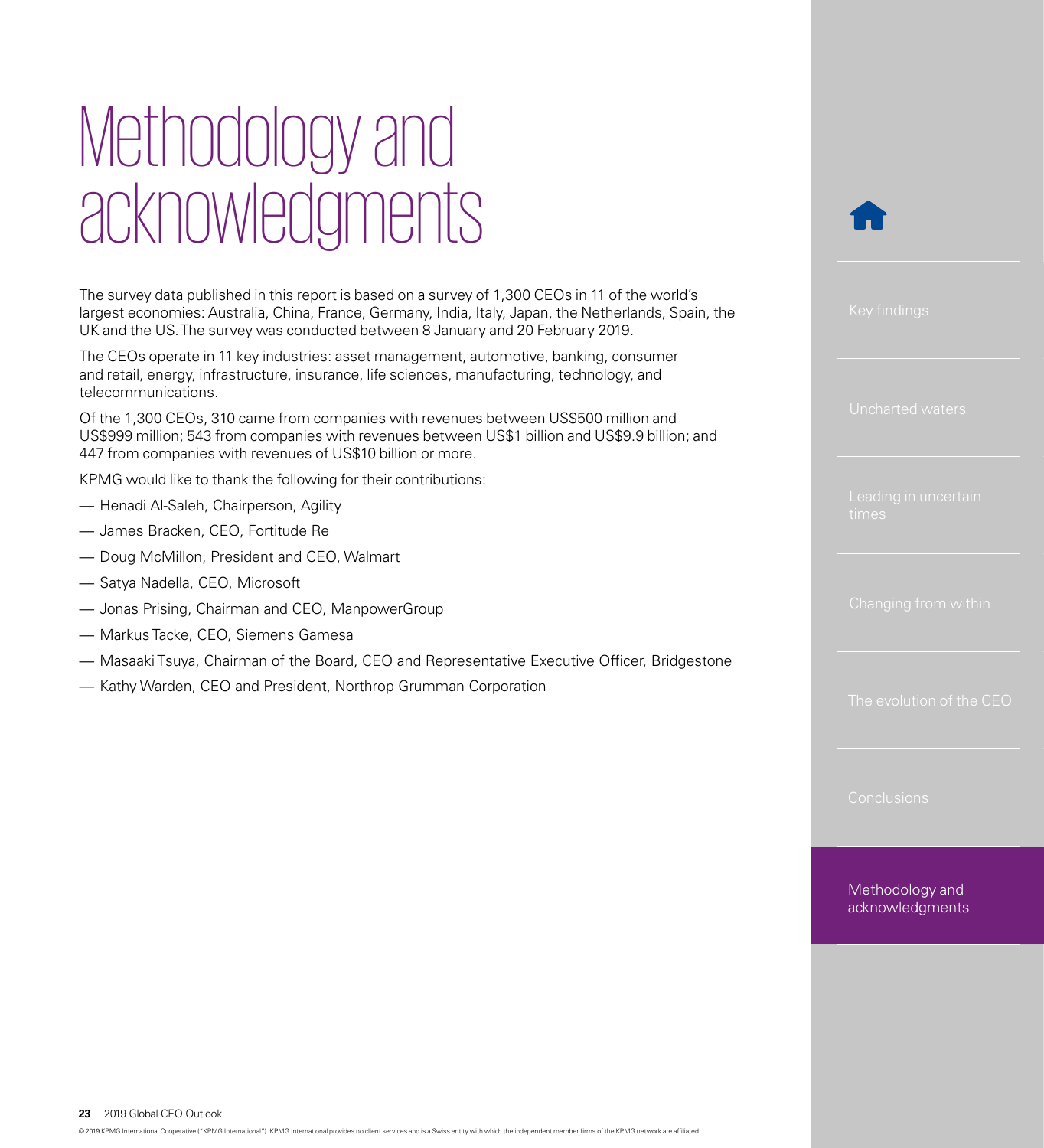# Methodology and acknowledgments

The survey data published in this report is based on a survey of 1,300 CEOs in 11 of the world's largest economies: Australia, China, France, Germany, India, Italy, Japan, the Netherlands, Spain, the UK and the US. The survey was conducted between 8 January and 20 February 2019.

The CEOs operate in 11 key industries: asset management, automotive, banking, consumer and retail, energy, infrastructure, insurance, life sciences, manufacturing, technology, and telecommunications.

Of the 1,300 CEOs, 310 came from companies with revenues between US$500 million and US$999 million; 543 from companies with revenues between US$1 billion and US$9.9 billion; and 447 from companies with revenues of US$10 billion or more.

KPMG would like to thank the following for their contributions:

- Henadi Al-Saleh, Chairperson, Agility
- James Bracken, CEO, Fortitude Re
- Doug McMillon, President and CEO, Walmart
- Satya Nadella, CEO, Microsoft
- Jonas Prising, Chairman and CEO, ManpowerGroup
- Markus Tacke, CEO, Siemens Gamesa
- Masaaki Tsuya, Chairman of the Board, CEO and Representative Executive Officer, Bridgestone
- Kathy Warden, CEO and President, Northrop Grumman Corporation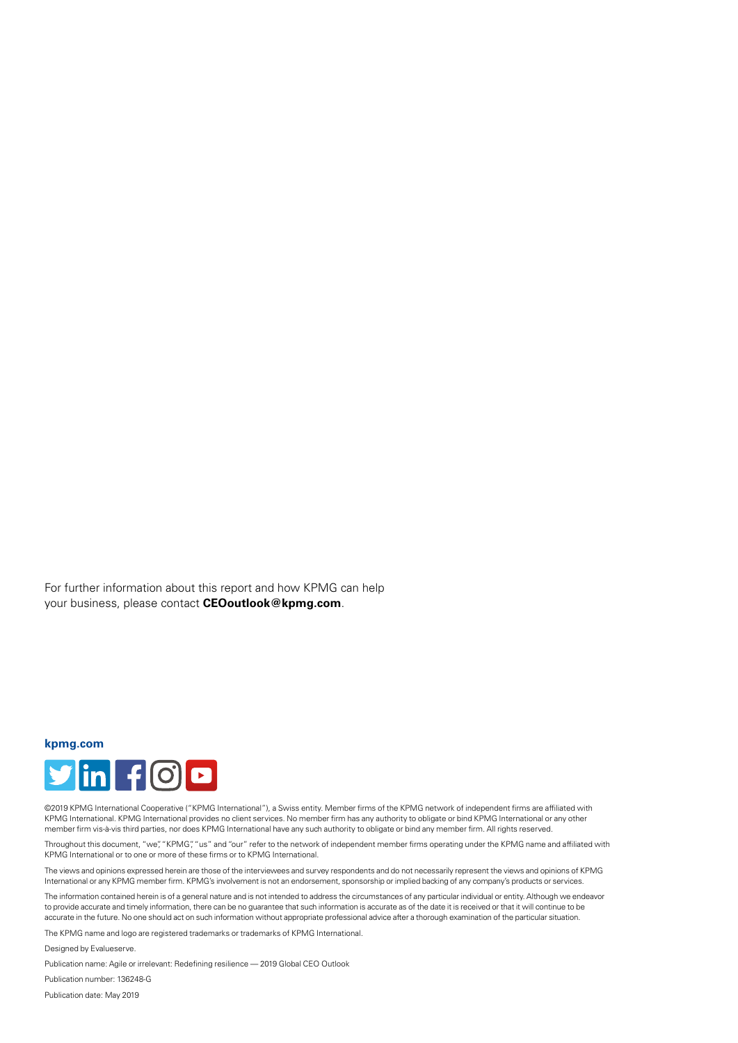For further information about this report and how KPMG can help your business, please contact **CEOoutlook@kpmg.com**.

**kpmg.com**

©2019 KPMG International Cooperative ("KPMG International"), a Swiss entity. Member firms of the KPMG network of independent firms are affiliated with KPMG International. KPMG International provides no client services. No member firm has any authority to obligate or bind KPMG International or any other member firm vis-à-vis third parties, nor does KPMG International have any such authority to obligate or bind any member firm. All rights reserved.

Throughout this document, "we", "KPMG", "us" and "our" refer to the network of independent member firms operating under the KPMG name and affiliated with KPMG International or to one or more of these firms or to KPMG International.

The views and opinions expressed herein are those of the interviewees and survey respondents and do not necessarily represent the views and opinions of KPMG International or any KPMG member firm. KPMG's involvement is not an endorsement, sponsorship or implied backing of any company's products or services.

The information contained herein is of a general nature and is not intended to address the circumstances of any particular individual or entity. Although we endeavor to provide accurate and timely information, there can be no guarantee that such information is accurate as of the date it is received or that it will continue to be accurate in the future. No one should act on such information without appropriate professional advice after a thorough examination of the particular situation.

The KPMG name and logo are registered trademarks or trademarks of KPMG International.

Designed by Evalueserve.

Publication name: Agile or irrelevant: Redefining resilience — 2019 Global CEO Outlook

Publication number: 136248-G

Publication date: May 2019